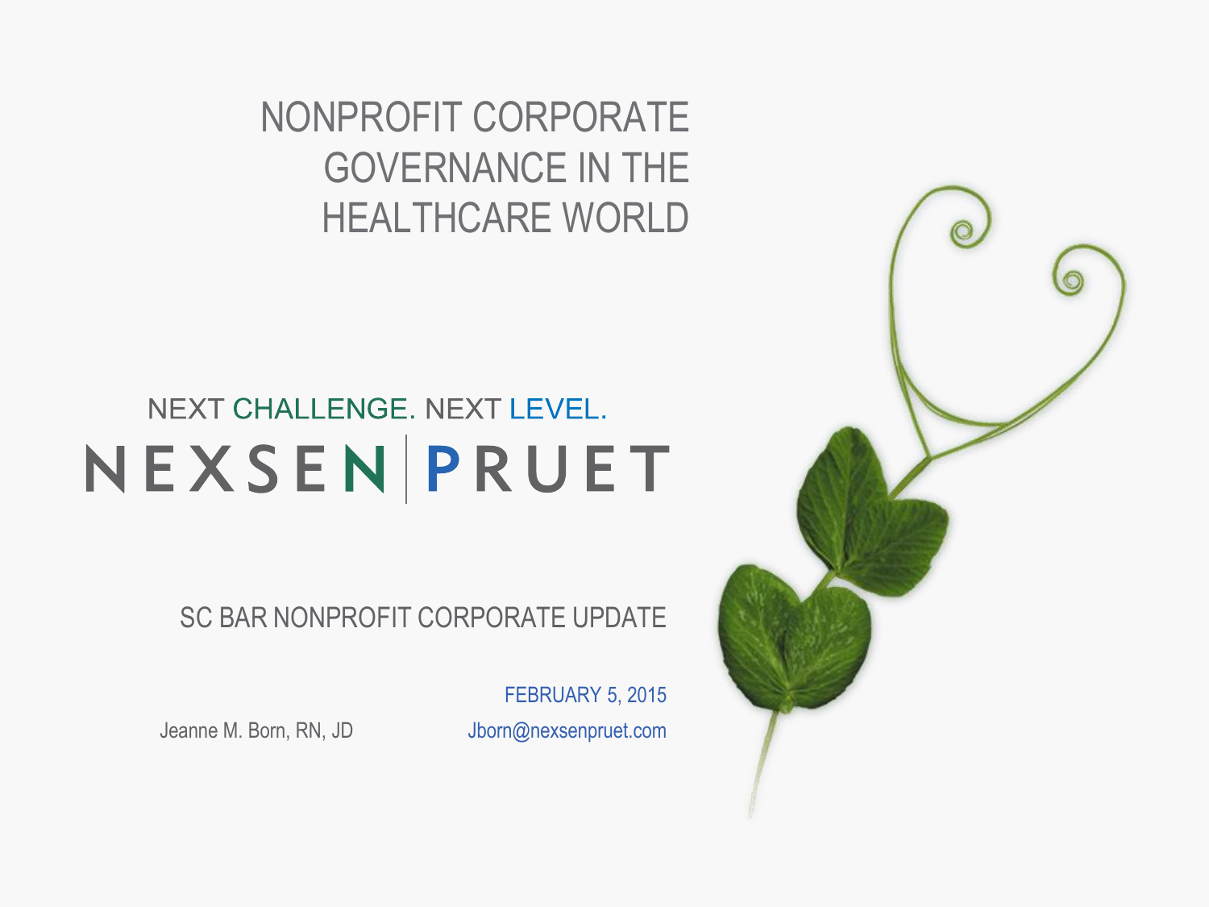# NONPROFIT CORPORATE GOVERNANCE IN THE HEALTHCARE WORLD

NEXT CHALLENGE. NEXT LEVEL.

NEXSEN | PRUET

SC BAR NONPROFIT CORPORATE UPDATE

FEBRUARY 5, 2015

Jeanne M. Born, RN, JD

Jborn@nexsenpruet.com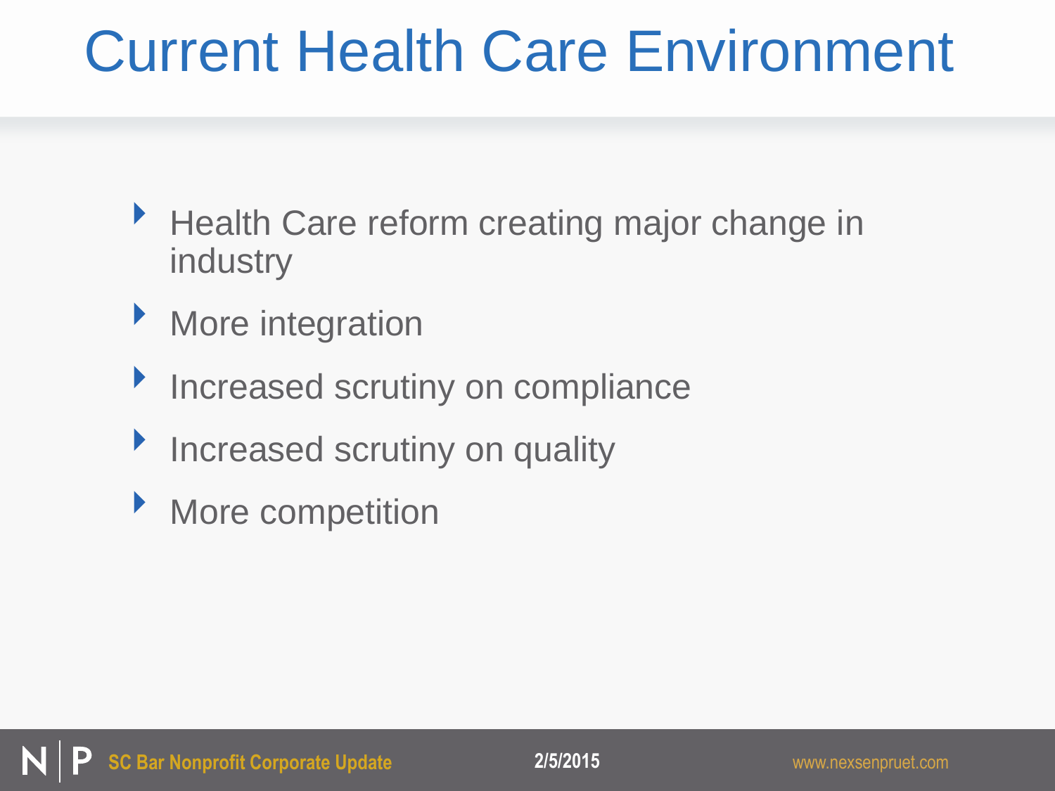# Current Health Care Environment

- Health Care reform creating major change in industry
- More integration
- Increased scrutiny on compliance
- Increased scrutiny on quality
- More competition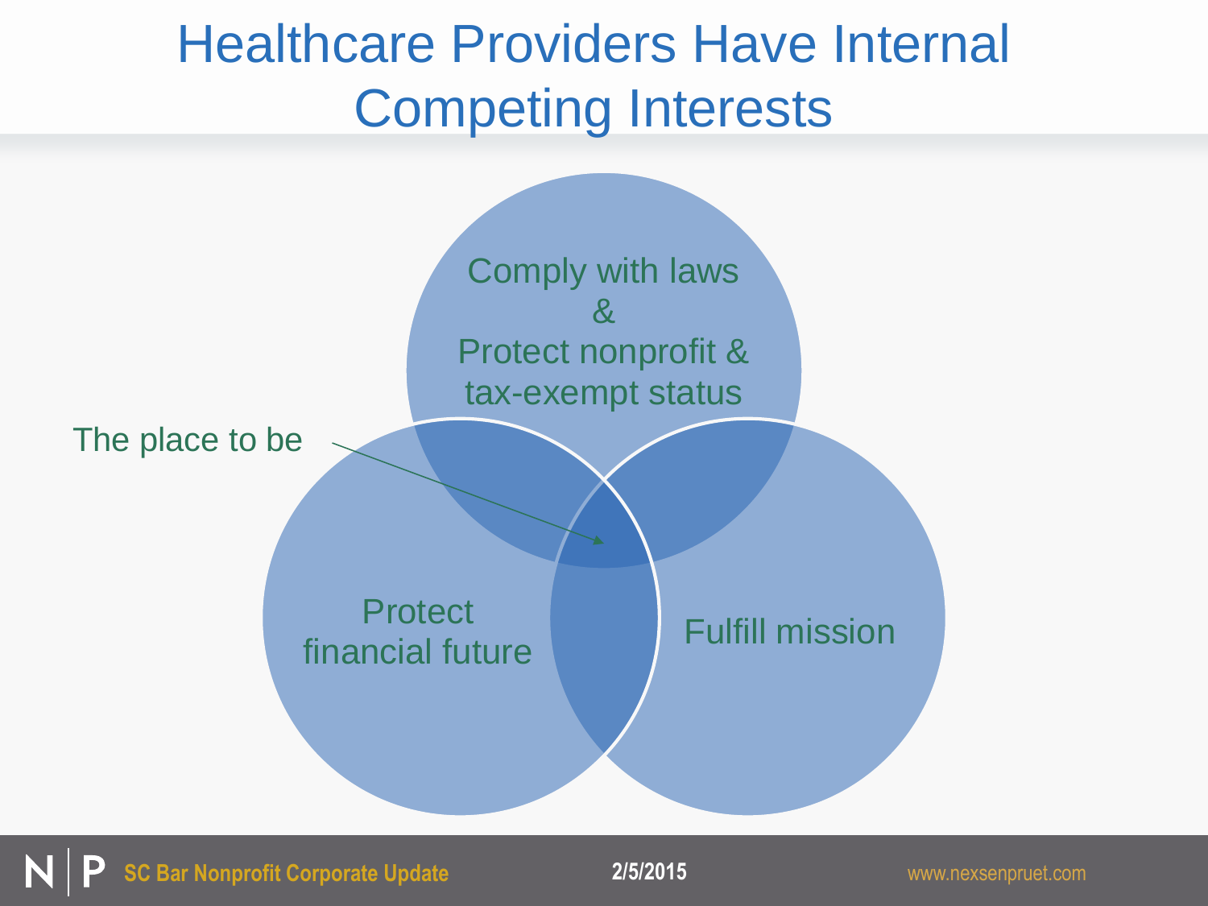# Healthcare Providers Have Internal Competing Interests

Comply with laws & Protect nonprofit & tax-exempt status

Protect financial future

Fulfill mission

The place to be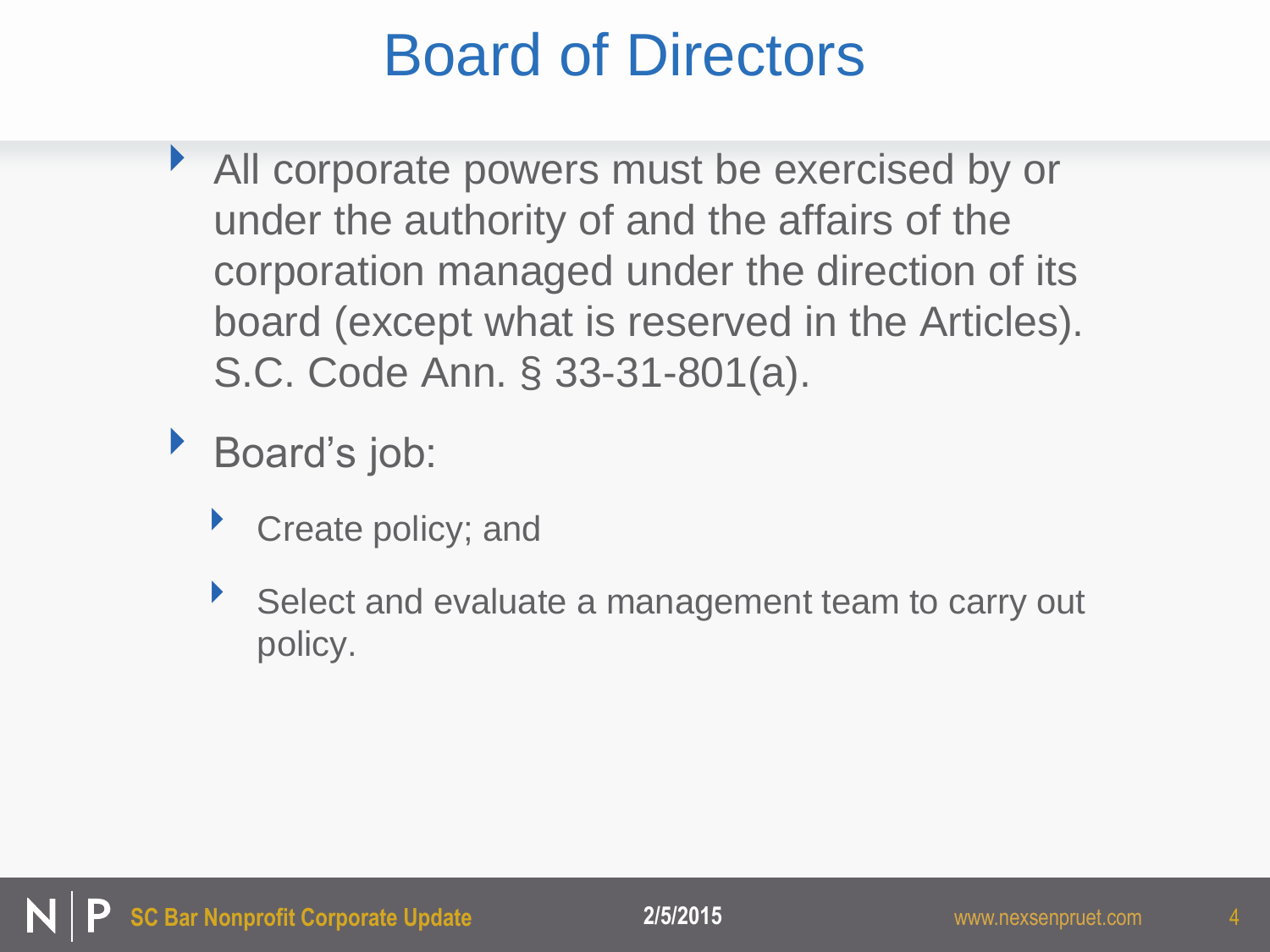# Board of Directors

- All corporate powers must be exercised by or under the authority of and the affairs of the corporation managed under the direction of its board (except what is reserved in the Articles). S.C. Code Ann. § 33-31-801(a).
- Board's job:
  - Create policy; and
  - Select and evaluate a management team to carry out policy.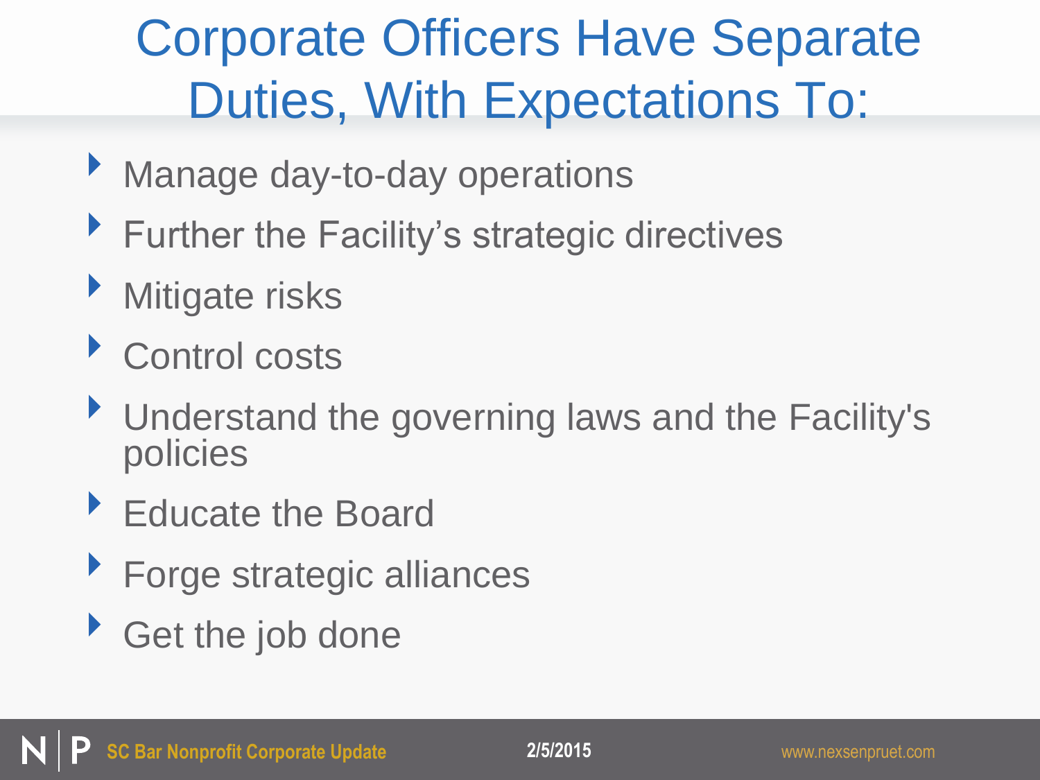# Corporate Officers Have Separate Duties, With Expectations To:

- Manage day-to-day operations
- Further the Facility's strategic directives
- Mitigate risks
- Control costs
- Understand the governing laws and the Facility's policies
- Educate the Board
- Forge strategic alliances
- Get the job done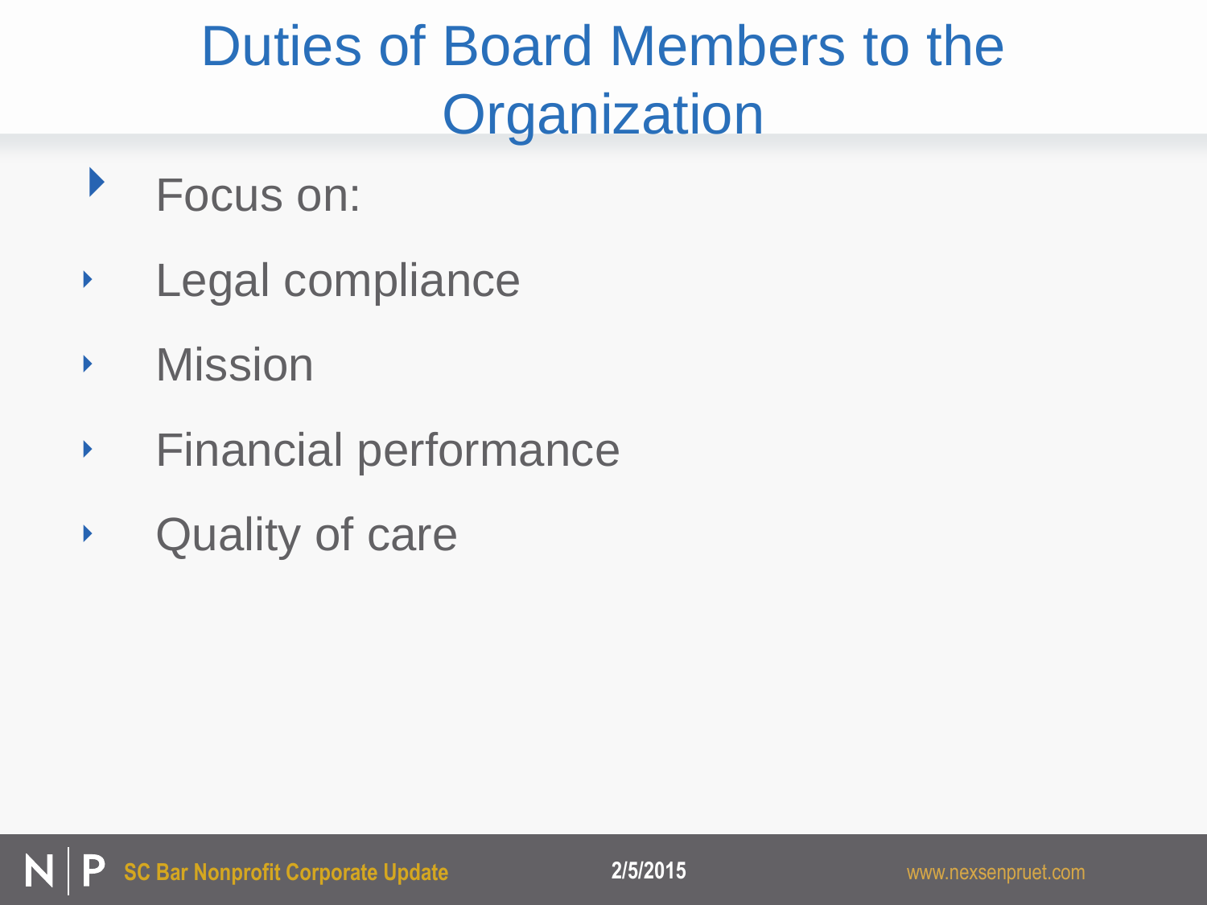# Duties of Board Members to the Organization

- Focus on:
  - Legal compliance
  - Mission
  - Financial performance
  - Quality of care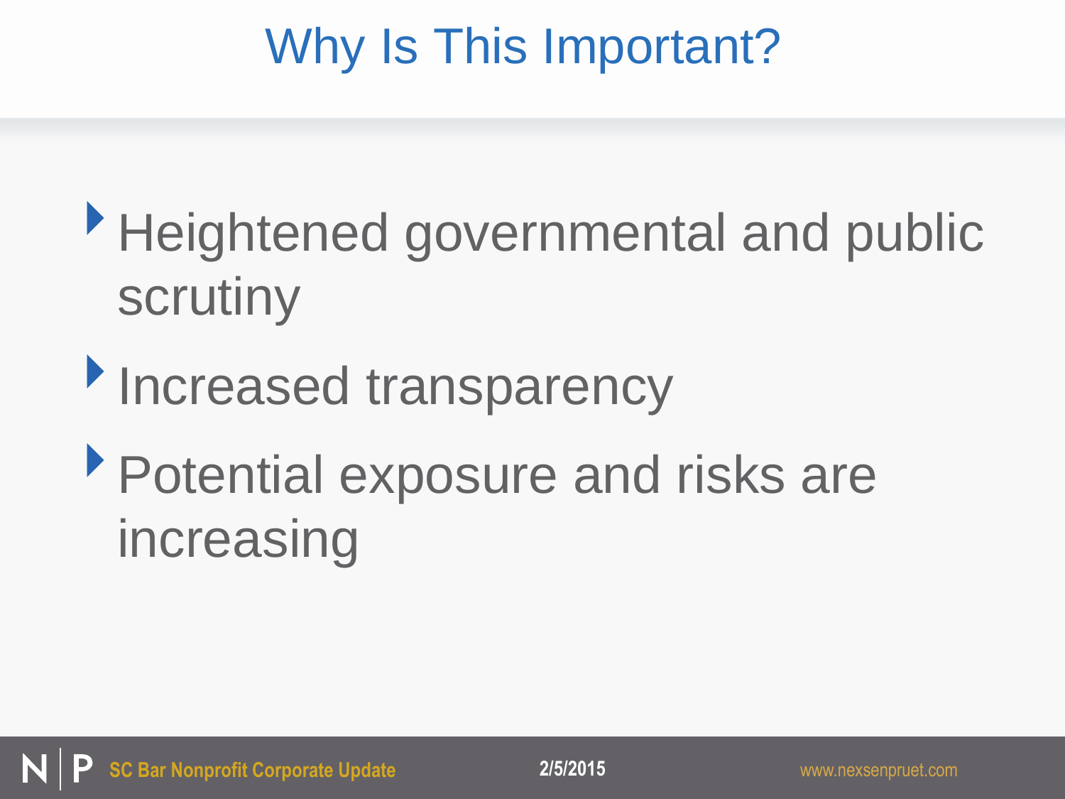# Why Is This Important?

- Heightened governmental and public scrutiny
- Increased transparency
- Potential exposure and risks are increasing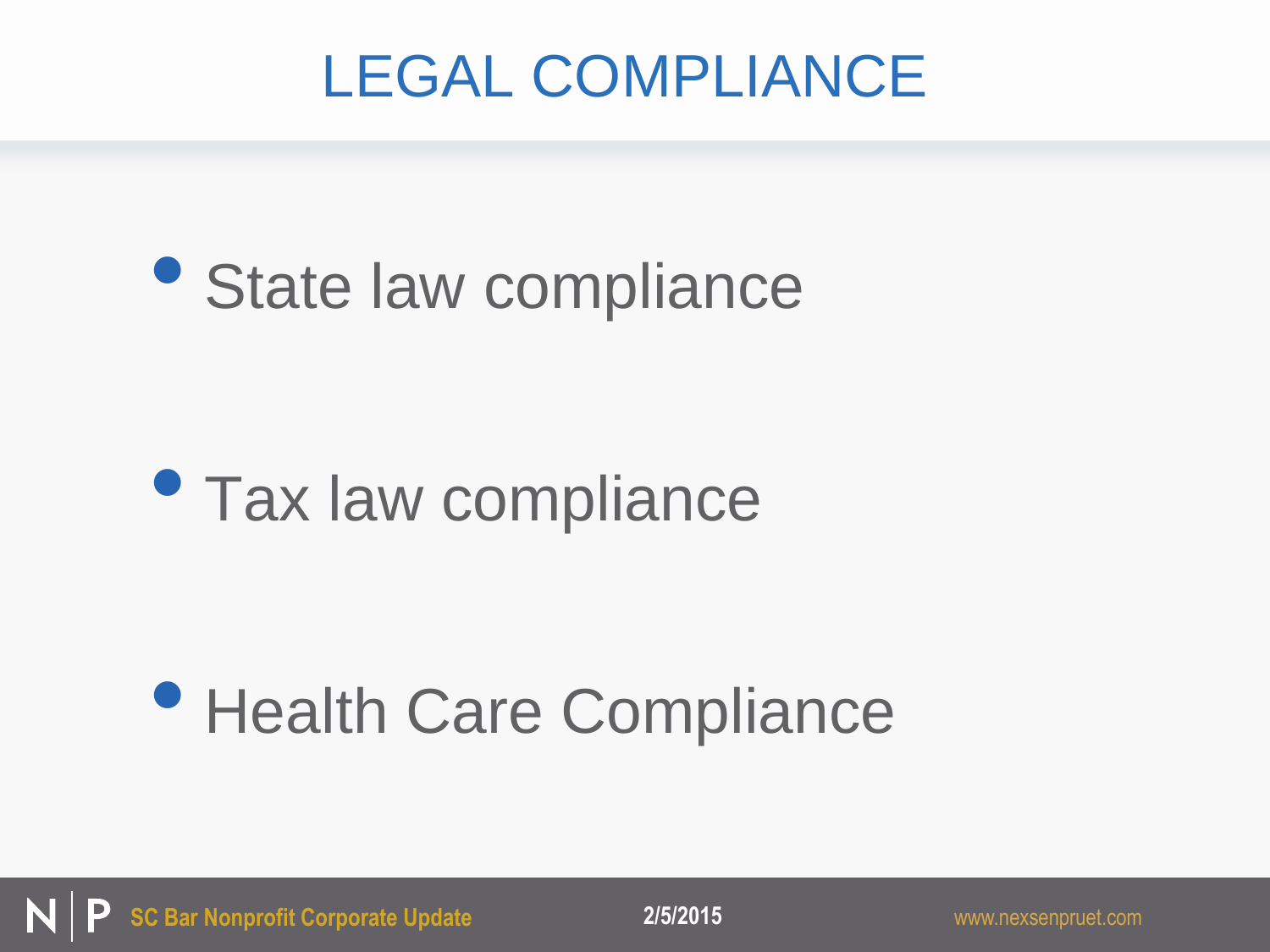# LEGAL COMPLIANCE

- State law compliance
- Tax law compliance
- Health Care Compliance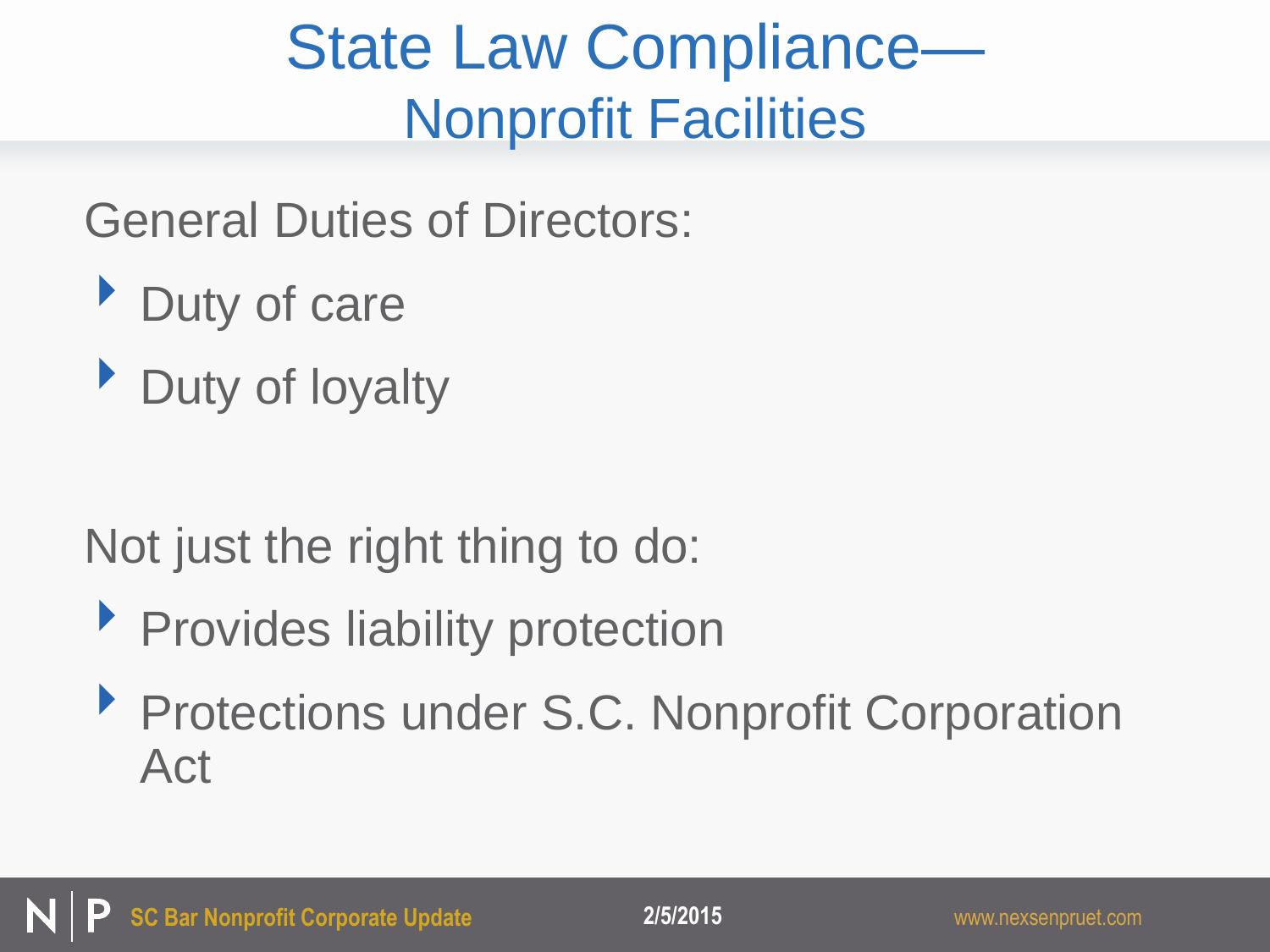# State Law Compliance— Nonprofit Facilities

General Duties of Directors:

- Duty of care
- Duty of loyalty

Not just the right thing to do:

- Provides liability protection
- Protections under S.C. Nonprofit Corporation Act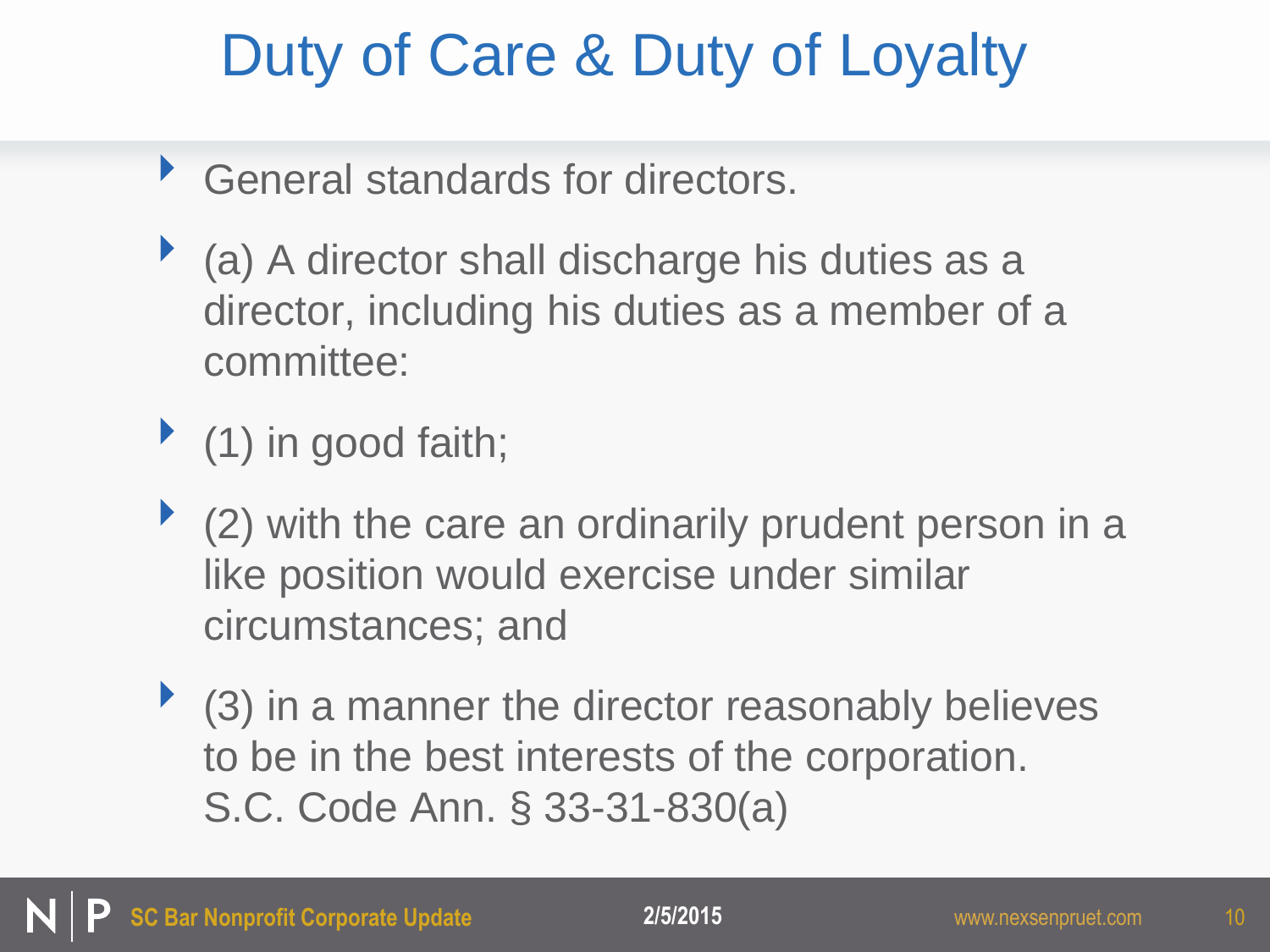# Duty of Care & Duty of Loyalty

- General standards for directors.
- (a) A director shall discharge his duties as a director, including his duties as a member of a committee:
- (1) in good faith;
- (2) with the care an ordinarily prudent person in a like position would exercise under similar circumstances; and
- (3) in a manner the director reasonably believes to be in the best interests of the corporation. S.C. Code Ann. § 33-31-830(a)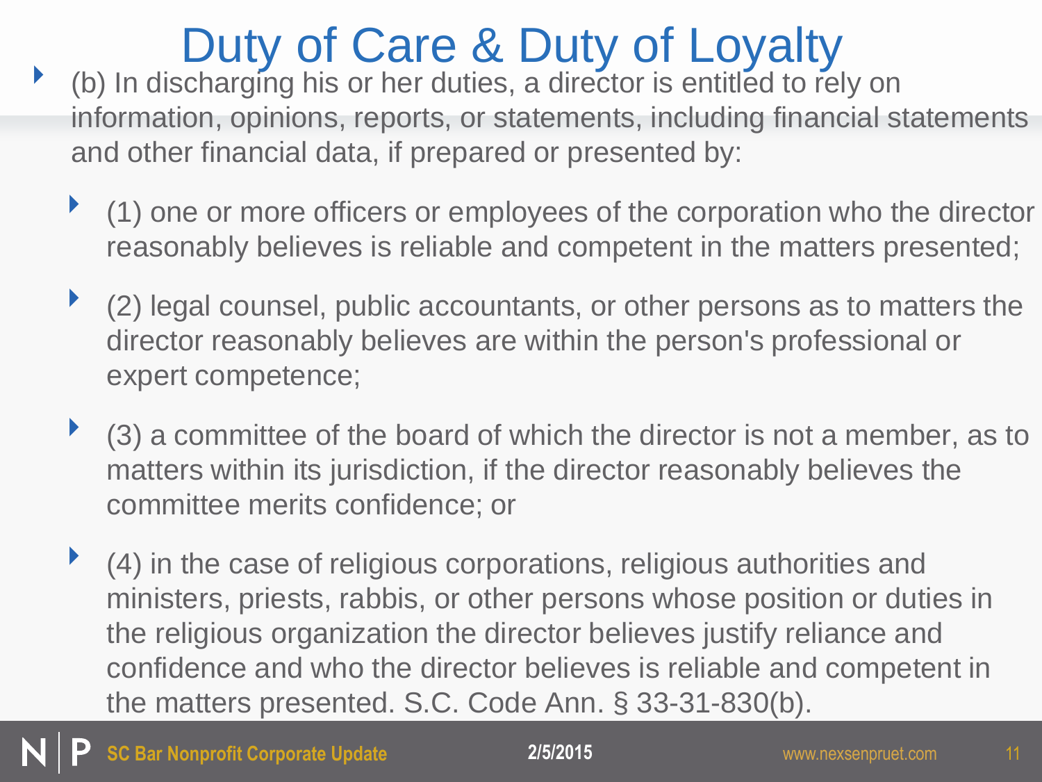# Duty of Care & Duty of Loyalty

- (b) In discharging his or her duties, a director is entitled to rely on information, opinions, reports, or statements, including financial statements and other financial data, if prepared or presented by:
  - (1) one or more officers or employees of the corporation who the director reasonably believes is reliable and competent in the matters presented;
  - (2) legal counsel, public accountants, or other persons as to matters the director reasonably believes are within the person's professional or expert competence;
  - (3) a committee of the board of which the director is not a member, as to matters within its jurisdiction, if the director reasonably believes the committee merits confidence; or
  - (4) in the case of religious corporations, religious authorities and ministers, priests, rabbis, or other persons whose position or duties in the religious organization the director believes justify reliance and confidence and who the director believes is reliable and competent in the matters presented. S.C. Code Ann. § 33-31-830(b).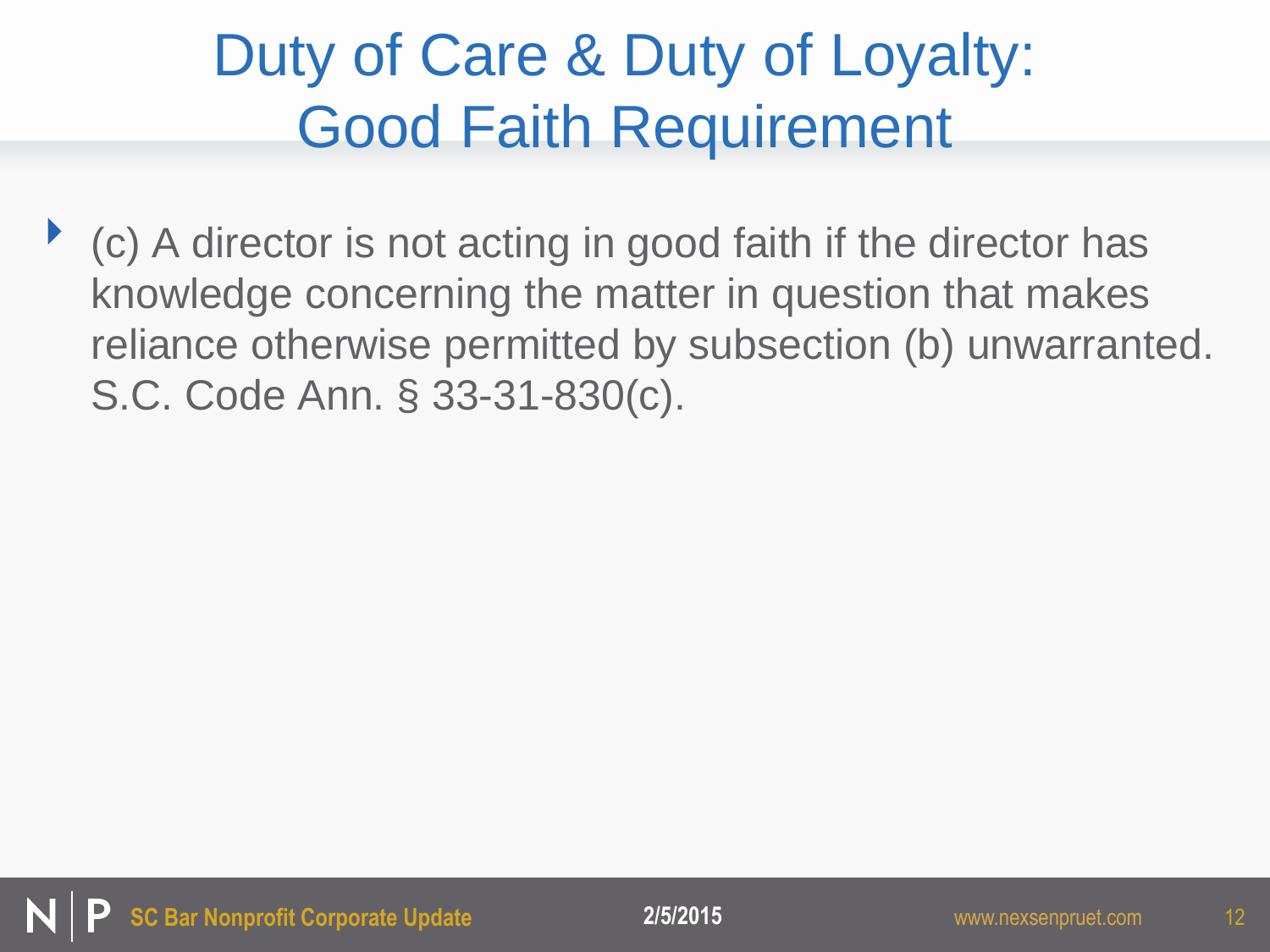# Duty of Care & Duty of Loyalty: Good Faith Requirement

- (c) A director is not acting in good faith if the director has knowledge concerning the matter in question that makes reliance otherwise permitted by subsection (b) unwarranted. S.C. Code Ann. § 33-31-830(c).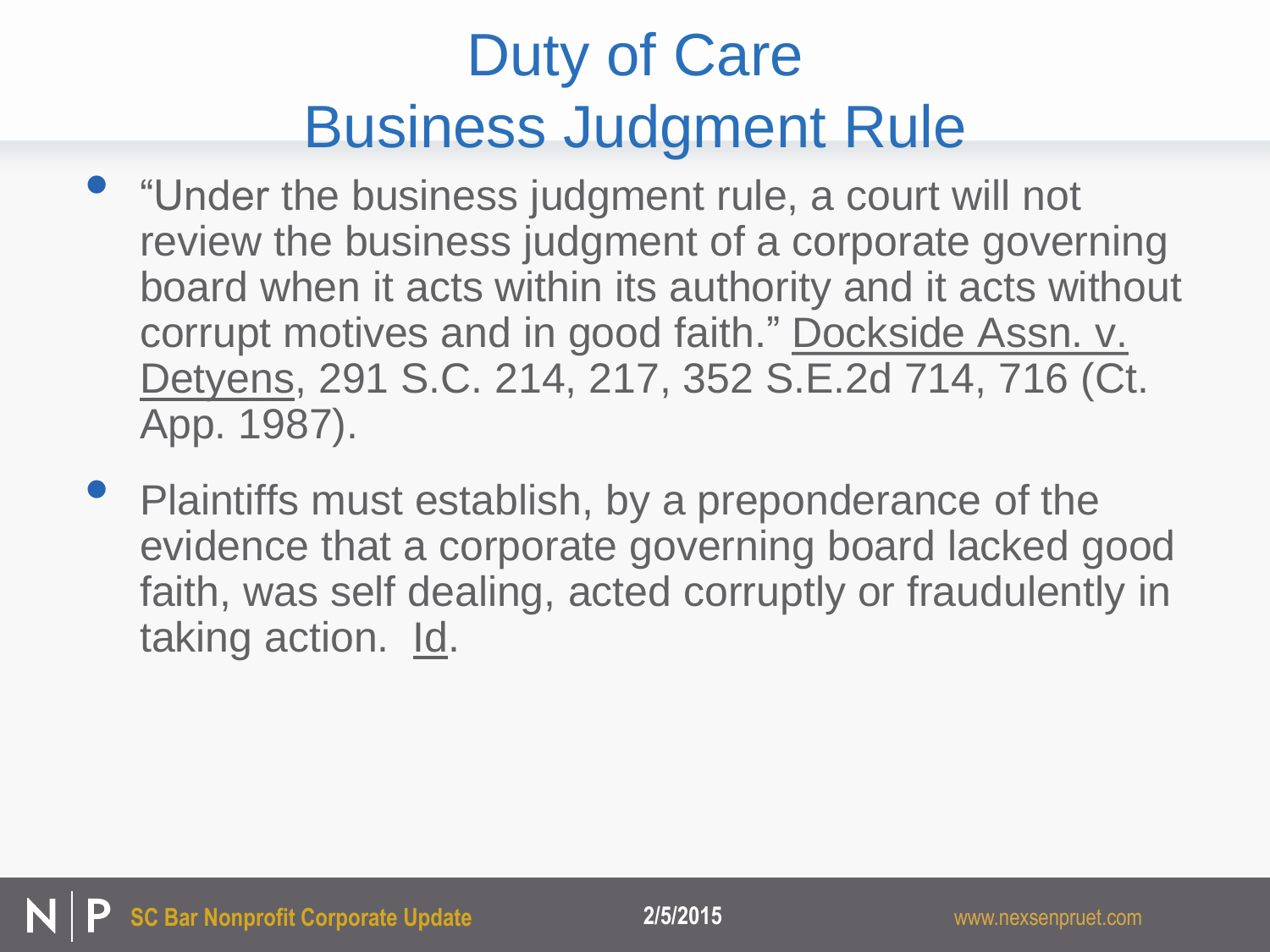# Duty of Care
# Business Judgment Rule

- "Under the business judgment rule, a court will not review the business judgment of a corporate governing board when it acts within its authority and it acts without corrupt motives and in good faith." Dockside Assn. v. Detyens, 291 S.C. 214, 217, 352 S.E.2d 714, 716 (Ct. App. 1987).
- Plaintiffs must establish, by a preponderance of the evidence that a corporate governing board lacked good faith, was self dealing, acted corruptly or fraudulently in taking action. Id.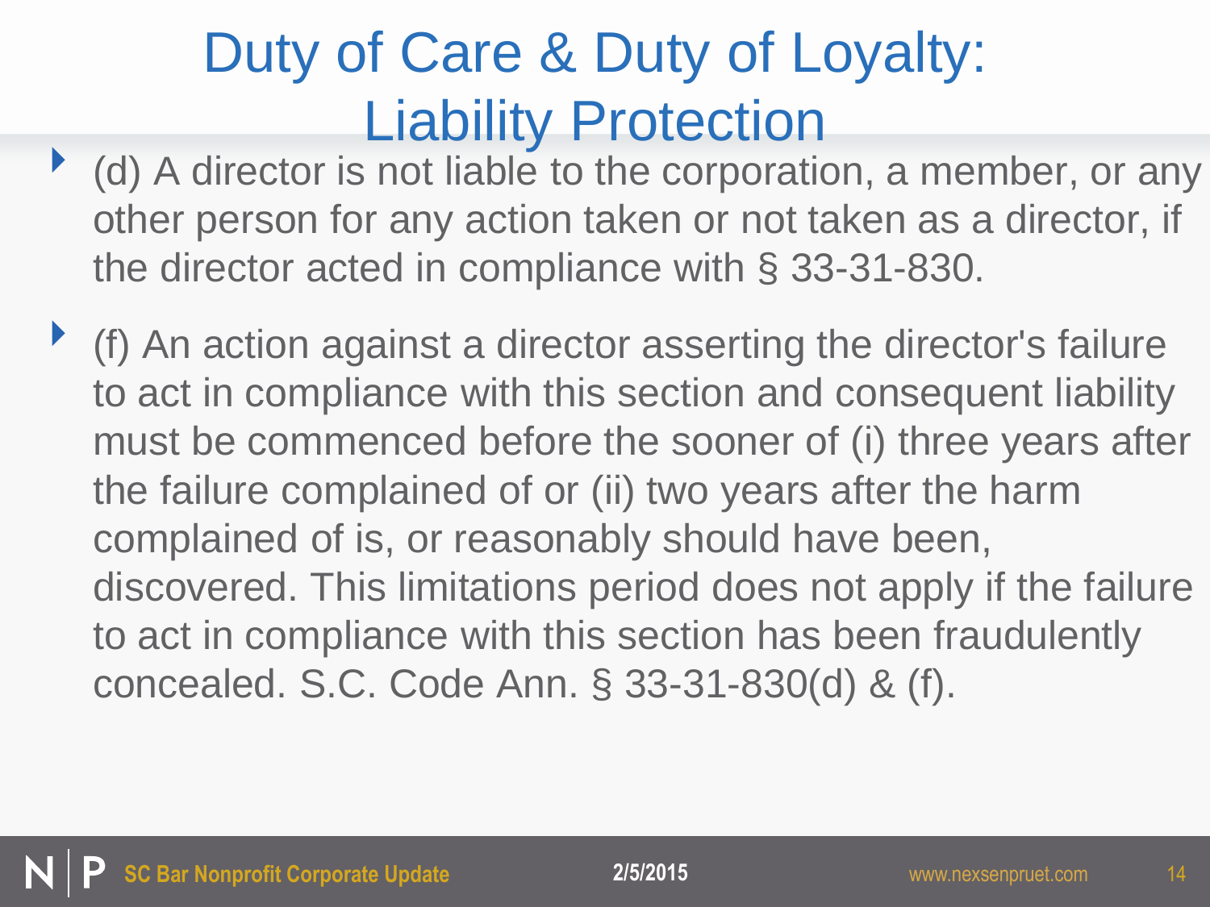# Duty of Care & Duty of Loyalty: Liability Protection

- (d) A director is not liable to the corporation, a member, or any other person for any action taken or not taken as a director, if the director acted in compliance with § 33-31-830.
- (f) An action against a director asserting the director's failure to act in compliance with this section and consequent liability must be commenced before the sooner of (i) three years after the failure complained of or (ii) two years after the harm complained of is, or reasonably should have been, discovered. This limitations period does not apply if the failure to act in compliance with this section has been fraudulently concealed. S.C. Code Ann. § 33-31-830(d) & (f).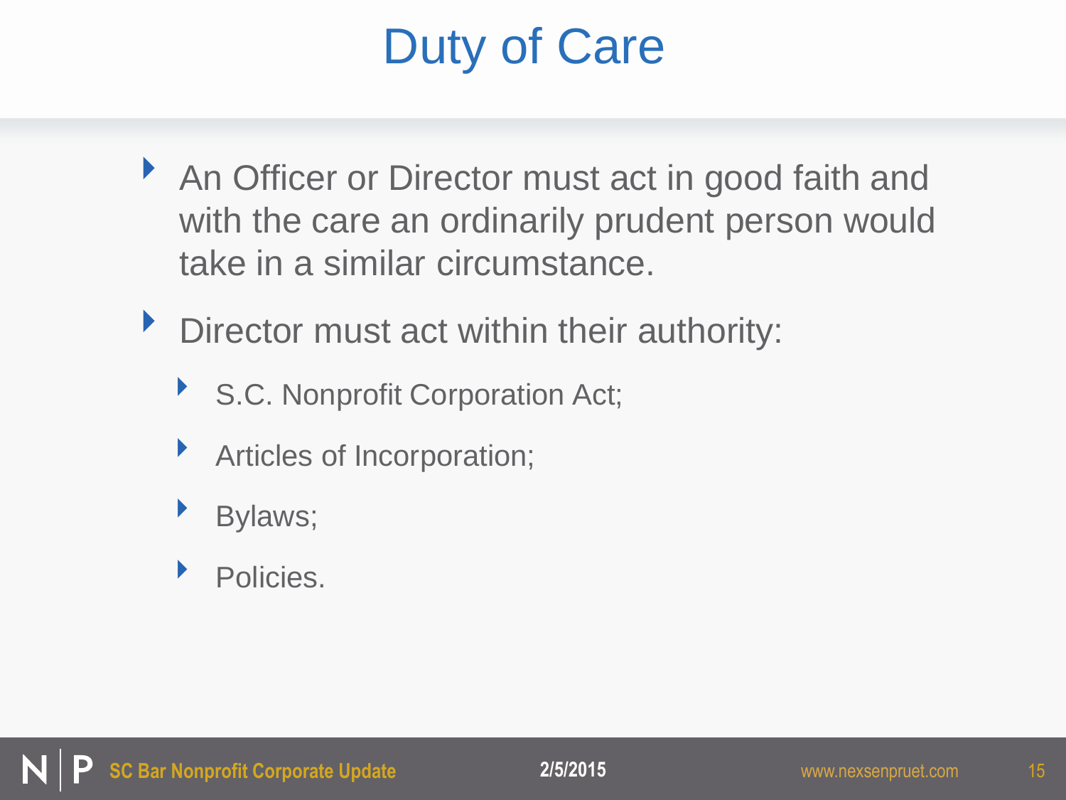# Duty of Care

- An Officer or Director must act in good faith and with the care an ordinarily prudent person would take in a similar circumstance.
- Director must act within their authority:
  - S.C. Nonprofit Corporation Act;
  - Articles of Incorporation;
  - Bylaws;
  - Policies.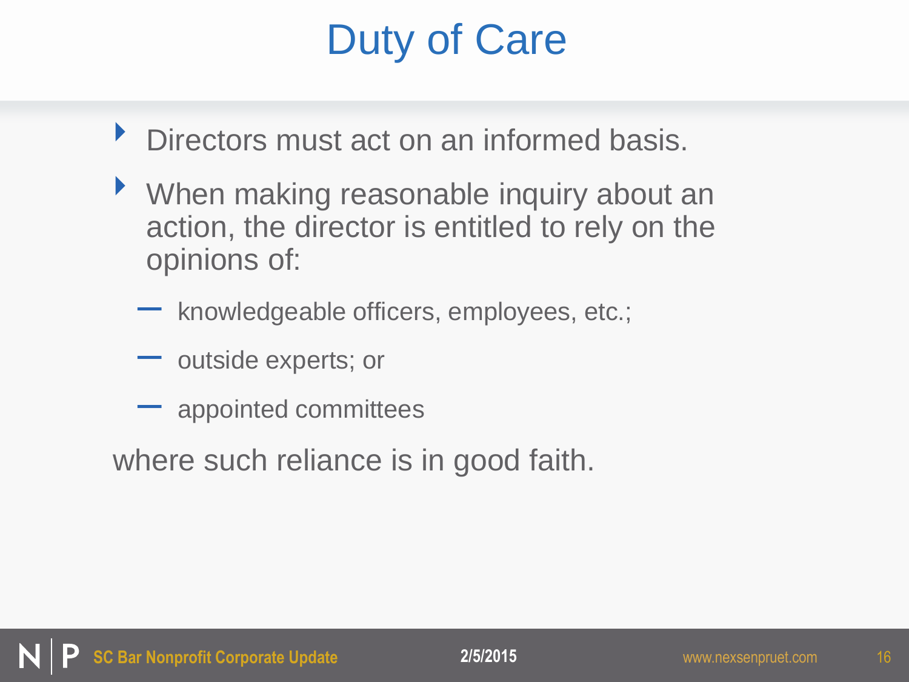# Duty of Care

- Directors must act on an informed basis.
- When making reasonable inquiry about an action, the director is entitled to rely on the opinions of:
  - knowledgeable officers, employees, etc.;
  - outside experts; or
  - appointed committees

where such reliance is in good faith.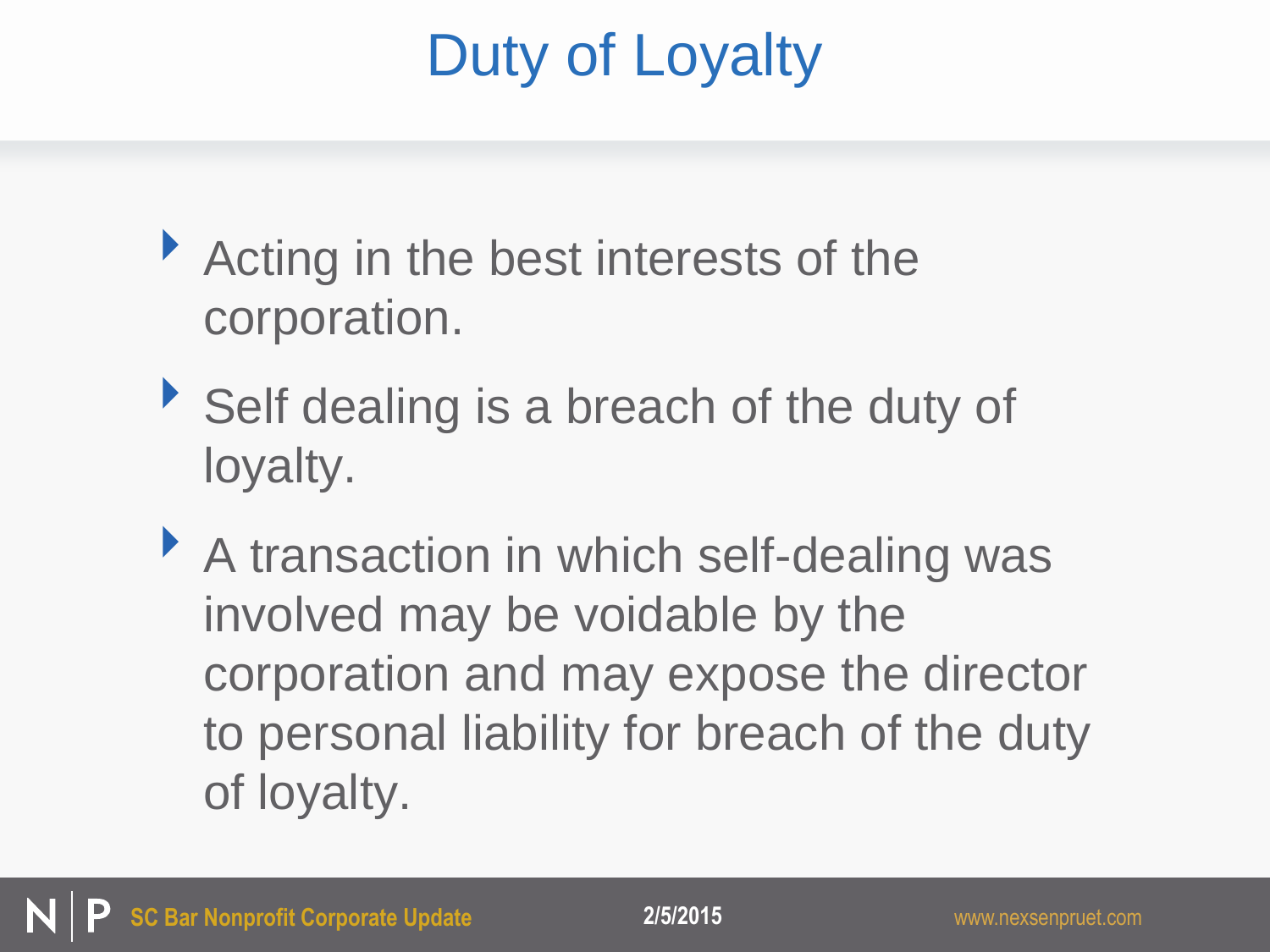# Duty of Loyalty

- Acting in the best interests of the corporation.
- Self dealing is a breach of the duty of loyalty.
- A transaction in which self-dealing was involved may be voidable by the corporation and may expose the director to personal liability for breach of the duty of loyalty.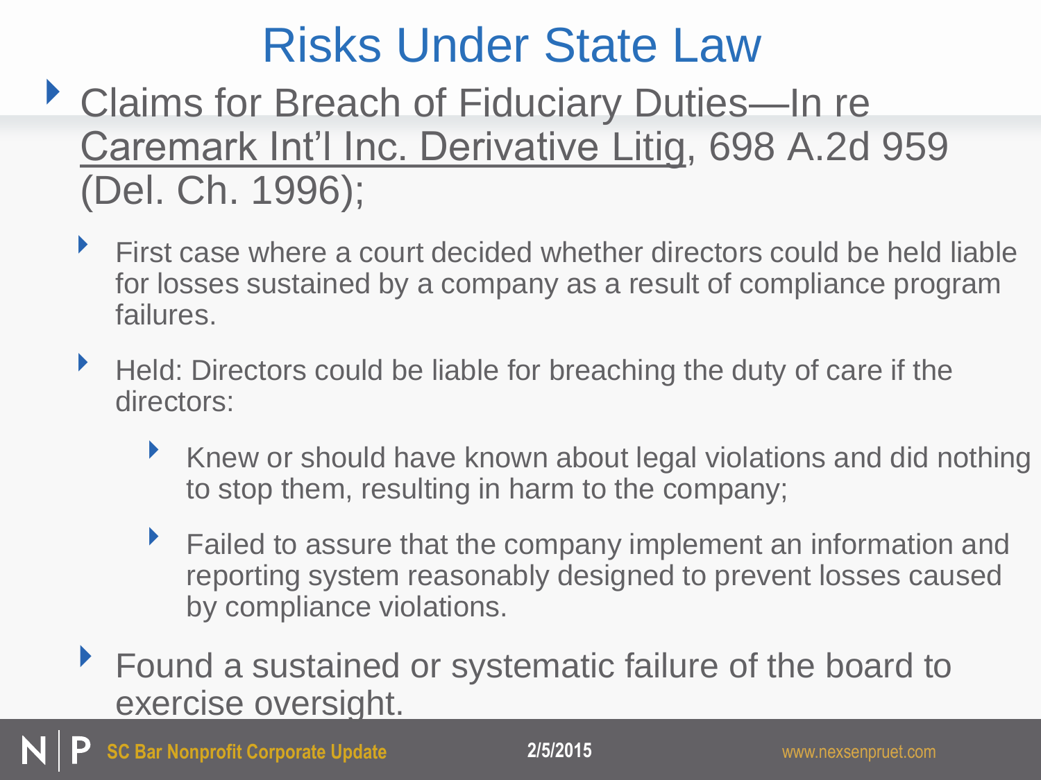# Risks Under State Law

- Claims for Breach of Fiduciary Duties—In re Caremark Int'l Inc. Derivative Litig, 698 A.2d 959 (Del. Ch. 1996);
  - First case where a court decided whether directors could be held liable for losses sustained by a company as a result of compliance program failures.
  - Held: Directors could be liable for breaching the duty of care if the directors:
    - Knew or should have known about legal violations and did nothing to stop them, resulting in harm to the company;
    - Failed to assure that the company implement an information and reporting system reasonably designed to prevent losses caused by compliance violations.
  - Found a sustained or systematic failure of the board to exercise oversight.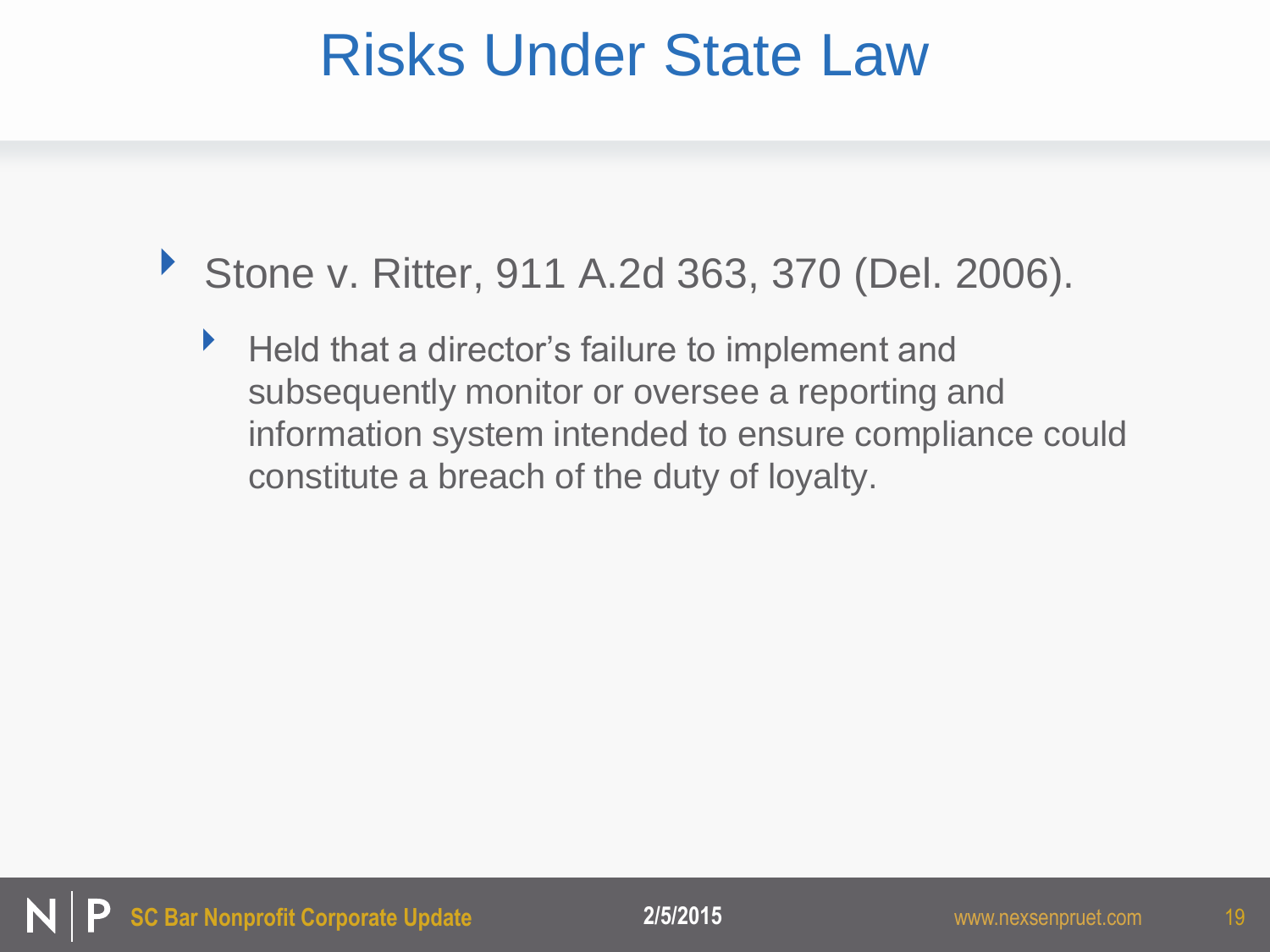# Risks Under State Law

- Stone v. Ritter, 911 A.2d 363, 370 (Del. 2006).
  - Held that a director's failure to implement and subsequently monitor or oversee a reporting and information system intended to ensure compliance could constitute a breach of the duty of loyalty.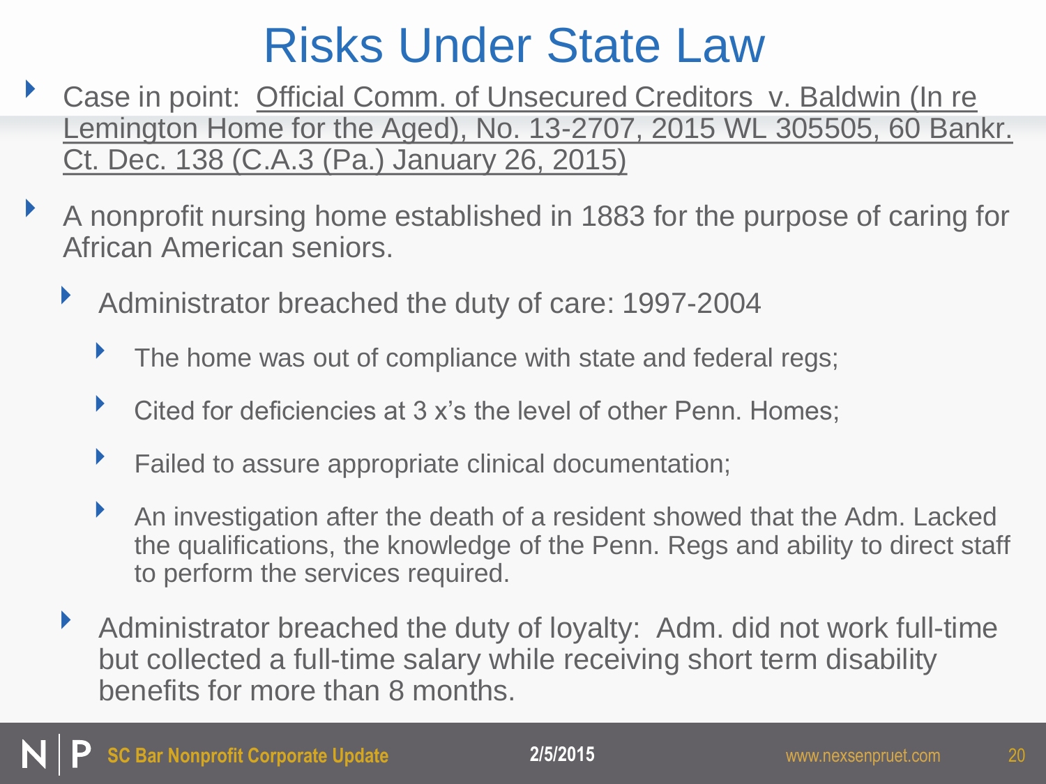# Risks Under State Law

- Case in point: Official Comm. of Unsecured Creditors v. Baldwin (In re Lemington Home for the Aged), No. 13-2707, 2015 WL 305505, 60 Bankr. Ct. Dec. 138 (C.A.3 (Pa.) January 26, 2015)
- A nonprofit nursing home established in 1883 for the purpose of caring for African American seniors.
  - Administrator breached the duty of care: 1997-2004
    - The home was out of compliance with state and federal regs;
    - Cited for deficiencies at 3 x's the level of other Penn. Homes;
    - Failed to assure appropriate clinical documentation;
    - An investigation after the death of a resident showed that the Adm. Lacked the qualifications, the knowledge of the Penn. Regs and ability to direct staff to perform the services required.
  - Administrator breached the duty of loyalty: Adm. did not work full-time but collected a full-time salary while receiving short term disability benefits for more than 8 months.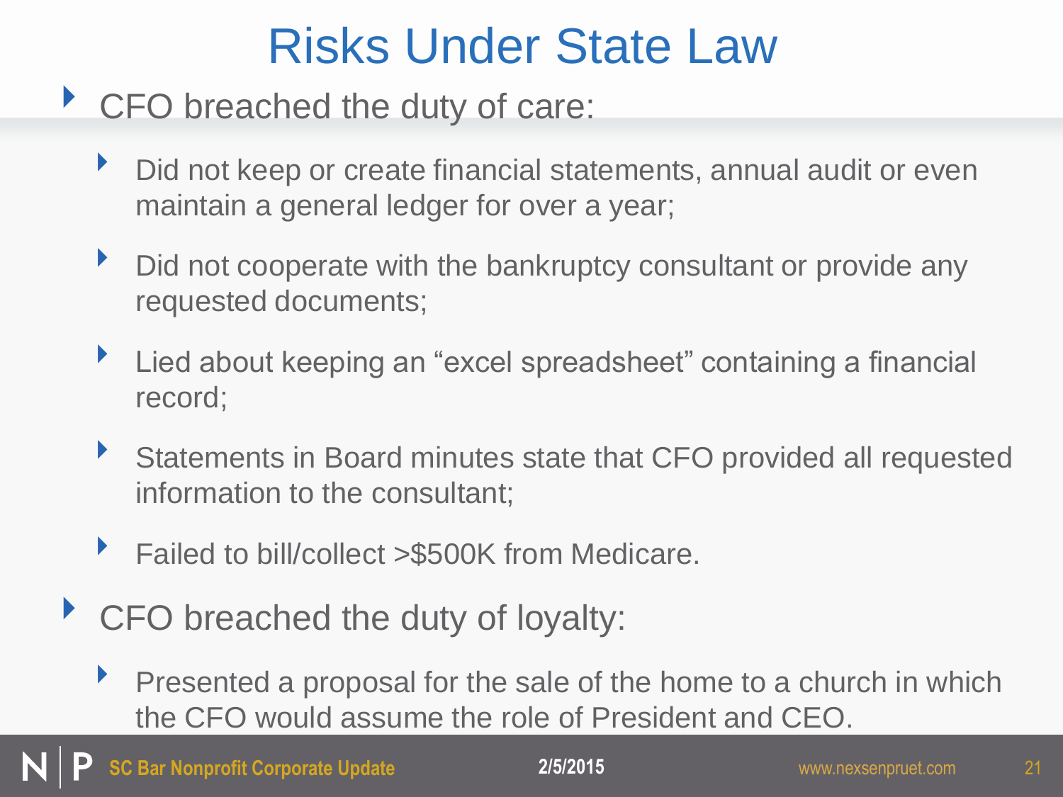# Risks Under State Law

- CFO breached the duty of care:
  - Did not keep or create financial statements, annual audit or even maintain a general ledger for over a year;
  - Did not cooperate with the bankruptcy consultant or provide any requested documents;
  - Lied about keeping an "excel spreadsheet" containing a financial record;
  - Statements in Board minutes state that CFO provided all requested information to the consultant;
  - Failed to bill/collect >$500K from Medicare.
- CFO breached the duty of loyalty:
  - Presented a proposal for the sale of the home to a church in which the CFO would assume the role of President and CEO.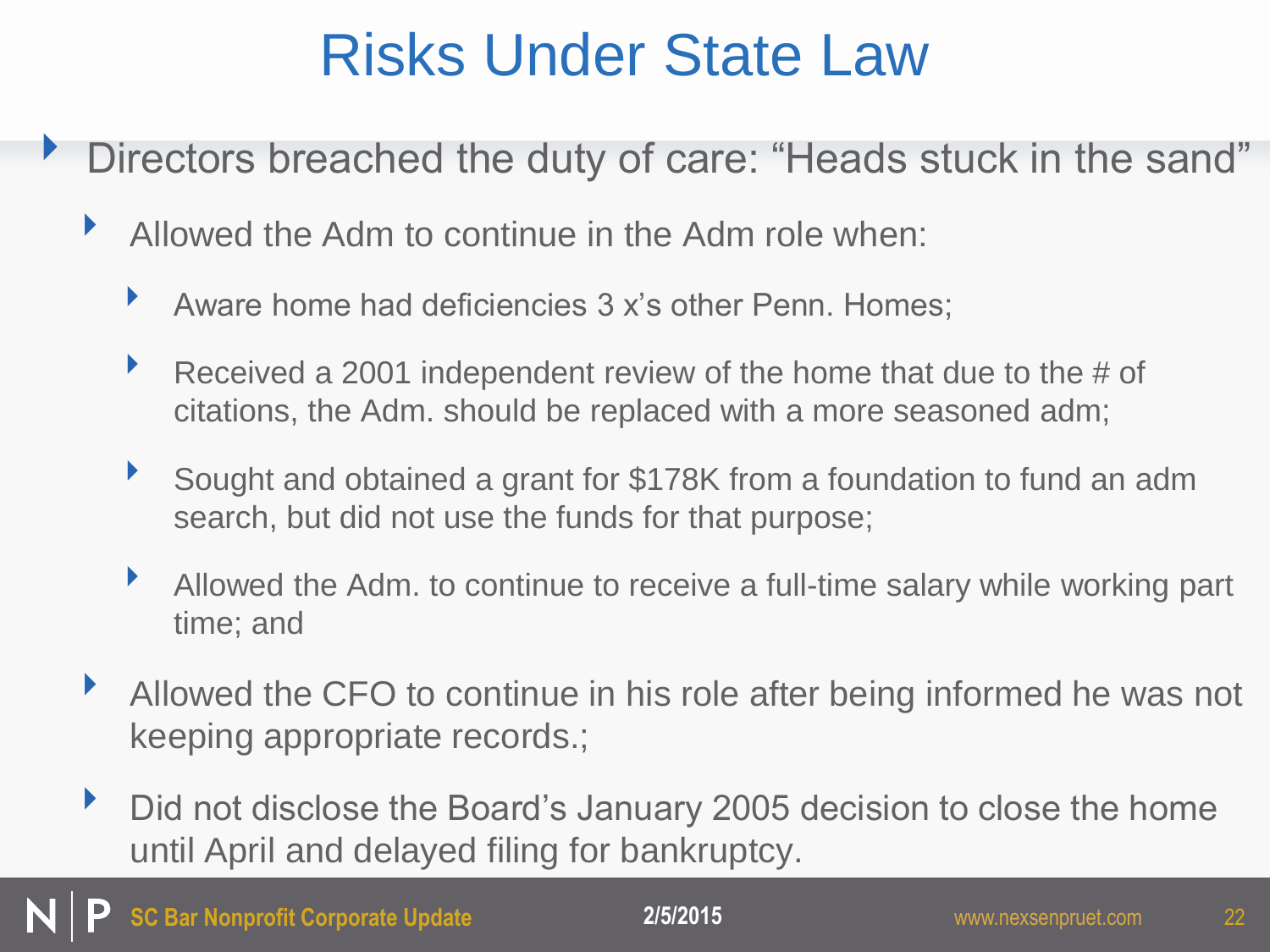# Risks Under State Law

- Directors breached the duty of care: "Heads stuck in the sand"
  - Allowed the Adm to continue in the Adm role when:
    - Aware home had deficiencies 3 x's other Penn. Homes;
    - Received a 2001 independent review of the home that due to the # of citations, the Adm. should be replaced with a more seasoned adm;
    - Sought and obtained a grant for $178K from a foundation to fund an adm search, but did not use the funds for that purpose;
    - Allowed the Adm. to continue to receive a full-time salary while working part time; and
  - Allowed the CFO to continue in his role after being informed he was not keeping appropriate records.;
  - Did not disclose the Board's January 2005 decision to close the home until April and delayed filing for bankruptcy.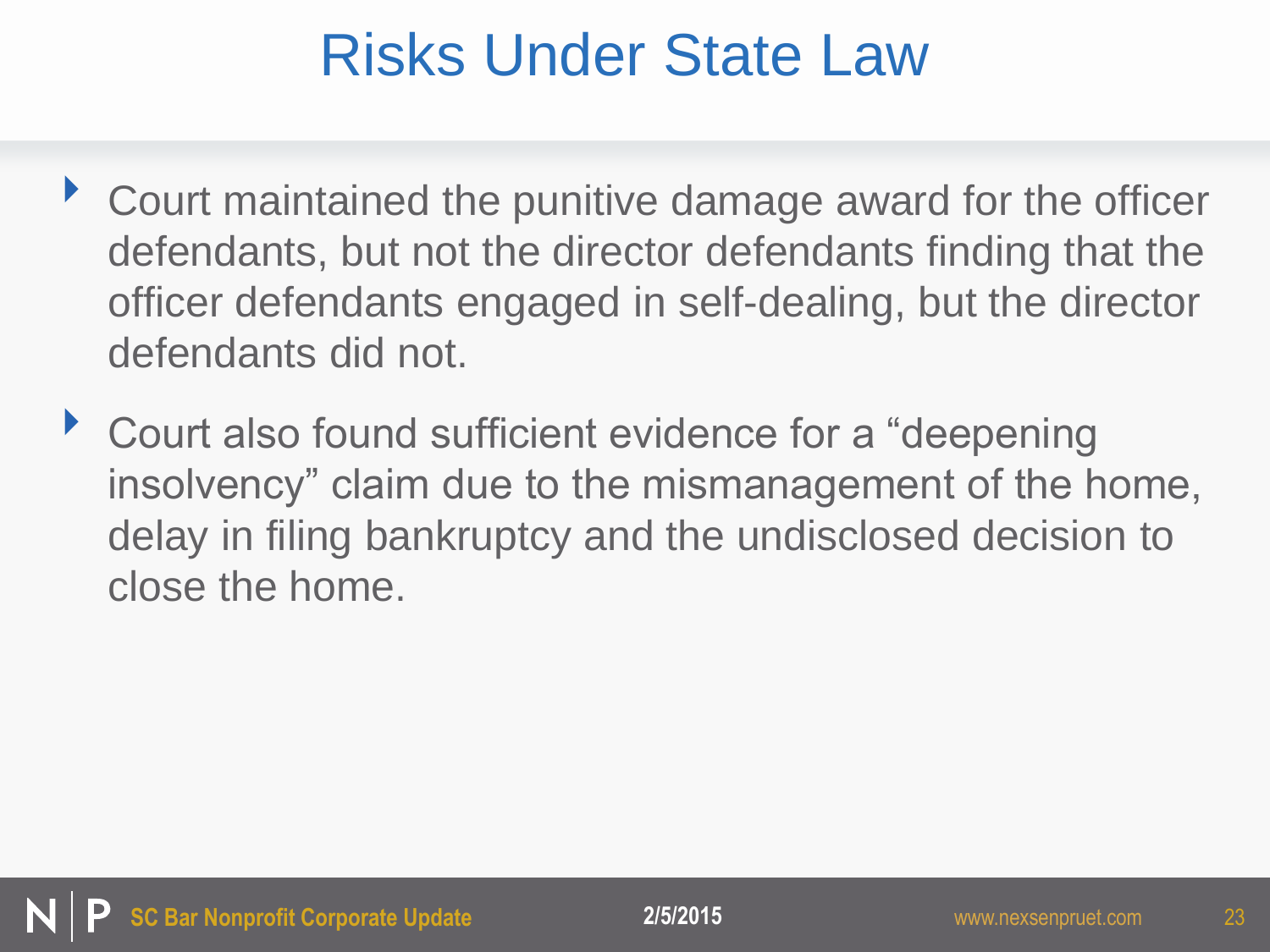# Risks Under State Law

- Court maintained the punitive damage award for the officer defendants, but not the director defendants finding that the officer defendants engaged in self-dealing, but the director defendants did not.
- Court also found sufficient evidence for a "deepening insolvency" claim due to the mismanagement of the home, delay in filing bankruptcy and the undisclosed decision to close the home.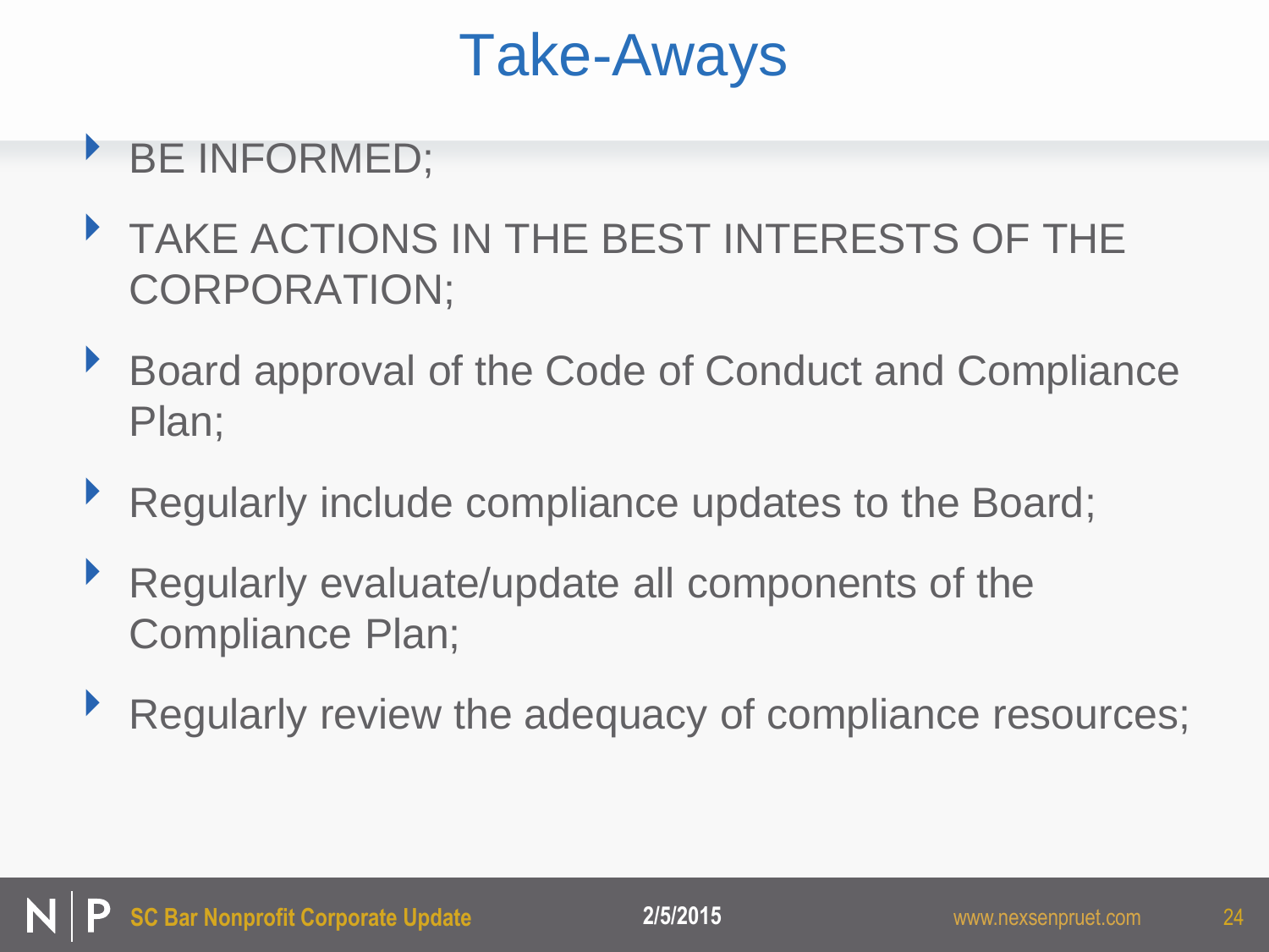# Take-Aways

- BE INFORMED;
- TAKE ACTIONS IN THE BEST INTERESTS OF THE CORPORATION;
- Board approval of the Code of Conduct and Compliance Plan;
- Regularly include compliance updates to the Board;
- Regularly evaluate/update all components of the Compliance Plan;
- Regularly review the adequacy of compliance resources;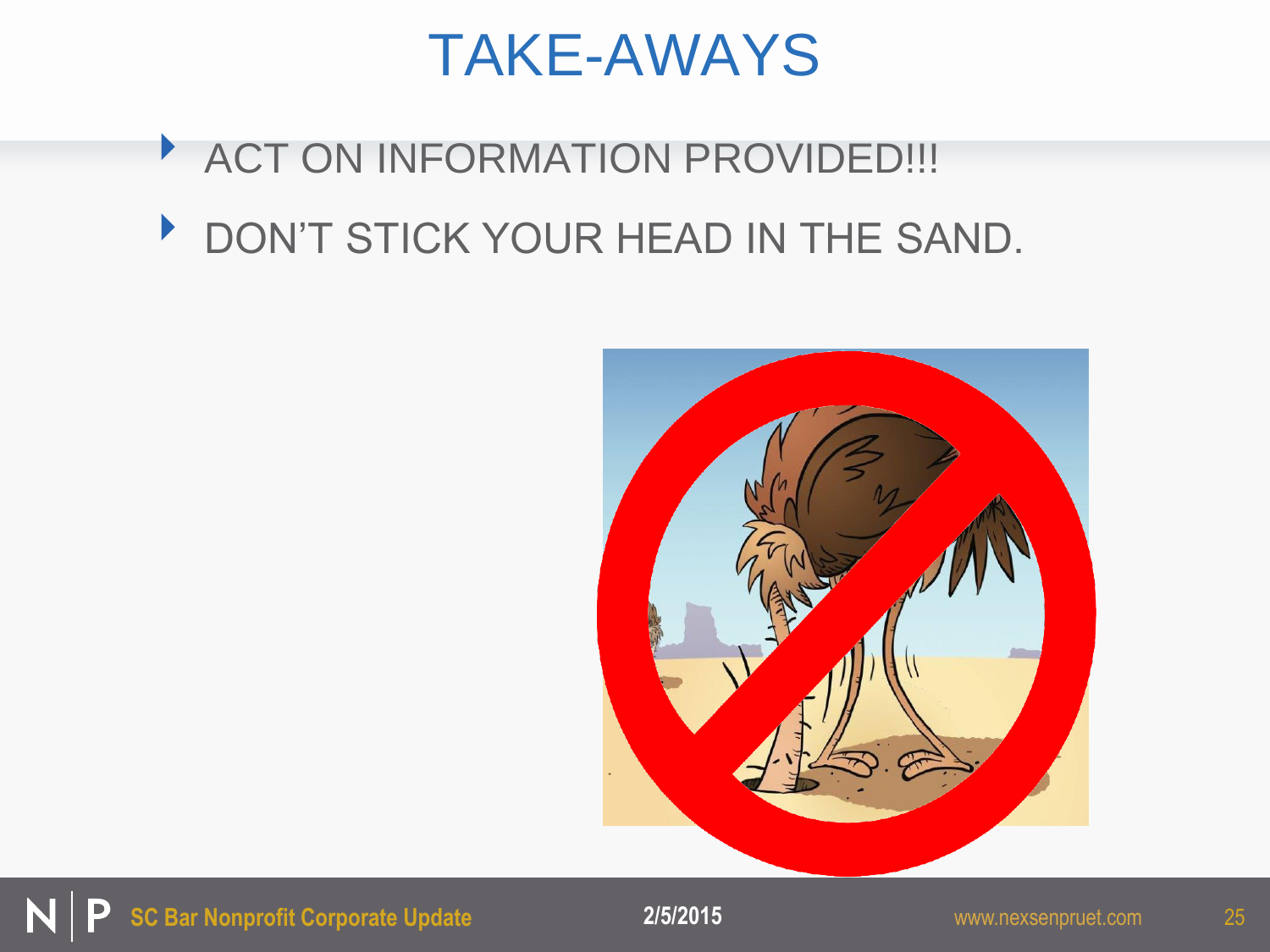# TAKE-AWAYS

- ACT ON INFORMATION PROVIDED!!!
- DON'T STICK YOUR HEAD IN THE SAND.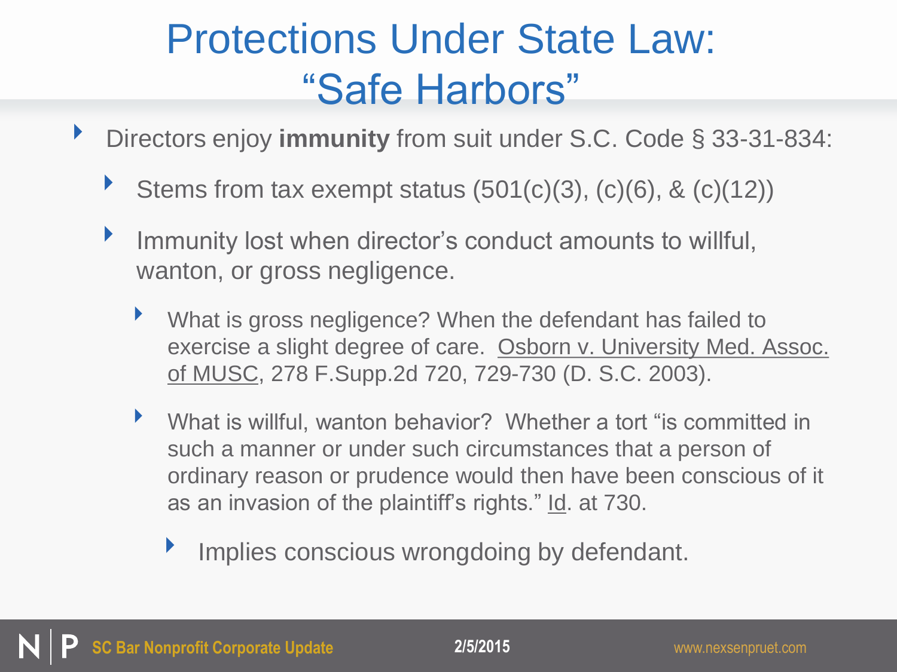# Protections Under State Law: "Safe Harbors"

- Directors enjoy **immunity** from suit under S.C. Code § 33-31-834:
  - Stems from tax exempt status (501(c)(3), (c)(6), & (c)(12))
  - Immunity lost when director's conduct amounts to willful, wanton, or gross negligence.
    - What is gross negligence? When the defendant has failed to exercise a slight degree of care. Osborn v. University Med. Assoc. of MUSC, 278 F.Supp.2d 720, 729-730 (D. S.C. 2003).
    - What is willful, wanton behavior? Whether a tort "is committed in such a manner or under such circumstances that a person of ordinary reason or prudence would then have been conscious of it as an invasion of the plaintiff's rights." Id. at 730.
      - Implies conscious wrongdoing by defendant.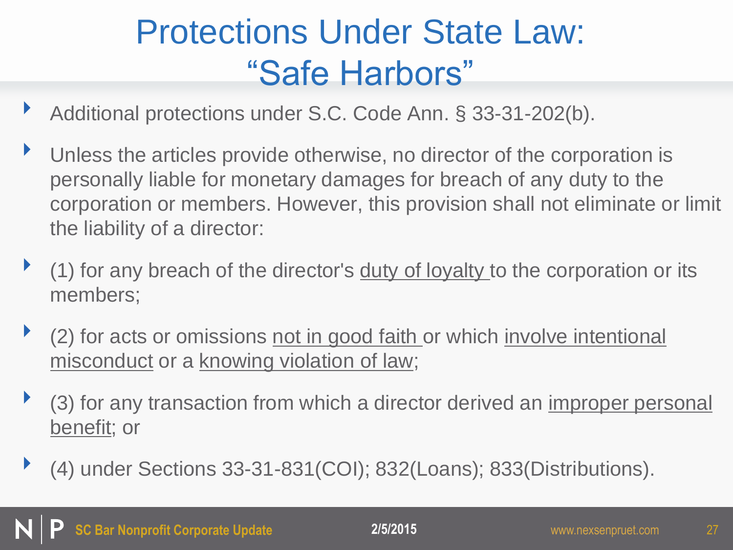# Protections Under State Law: "Safe Harbors"

- Additional protections under S.C. Code Ann. § 33-31-202(b).
- Unless the articles provide otherwise, no director of the corporation is personally liable for monetary damages for breach of any duty to the corporation or members. However, this provision shall not eliminate or limit the liability of a director:
- (1) for any breach of the director's <u>duty of loyalty</u> to the corporation or its members;
- (2) for acts or omissions <u>not in good faith</u> or which <u>involve intentional misconduct</u> or a <u>knowing violation of law</u>;
- (3) for any transaction from which a director derived an <u>improper personal benefit</u>; or
- (4) under Sections 33-31-831(COI); 832(Loans); 833(Distributions).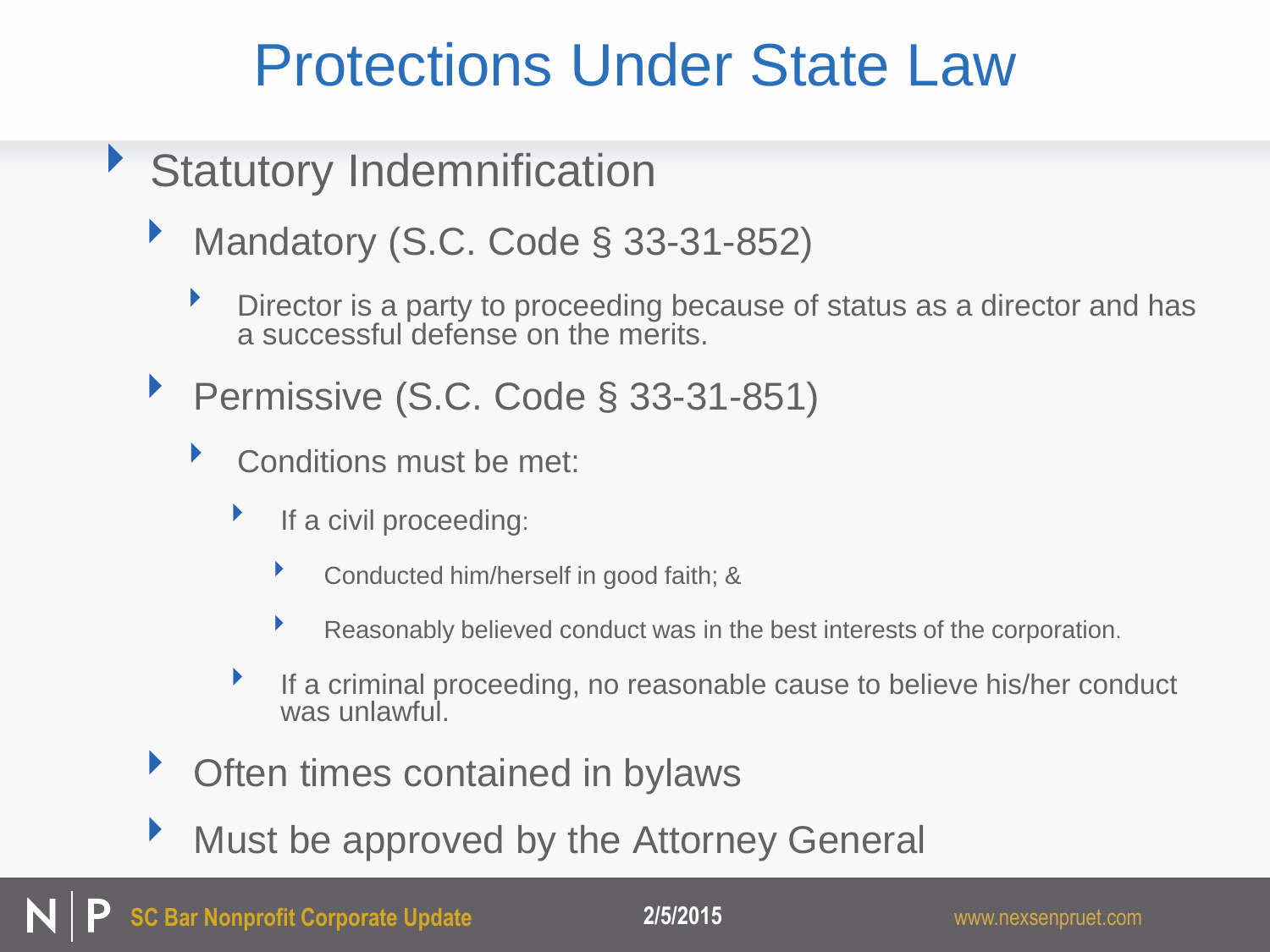# Protections Under State Law

- Statutory Indemnification
  - Mandatory (S.C. Code § 33-31-852)
    - Director is a party to proceeding because of status as a director and has a successful defense on the merits.
  - Permissive (S.C. Code § 33-31-851)
    - Conditions must be met:
      - If a civil proceeding:
        - Conducted him/herself in good faith; &
        - Reasonably believed conduct was in the best interests of the corporation.
      - If a criminal proceeding, no reasonable cause to believe his/her conduct was unlawful.
  - Often times contained in bylaws
  - Must be approved by the Attorney General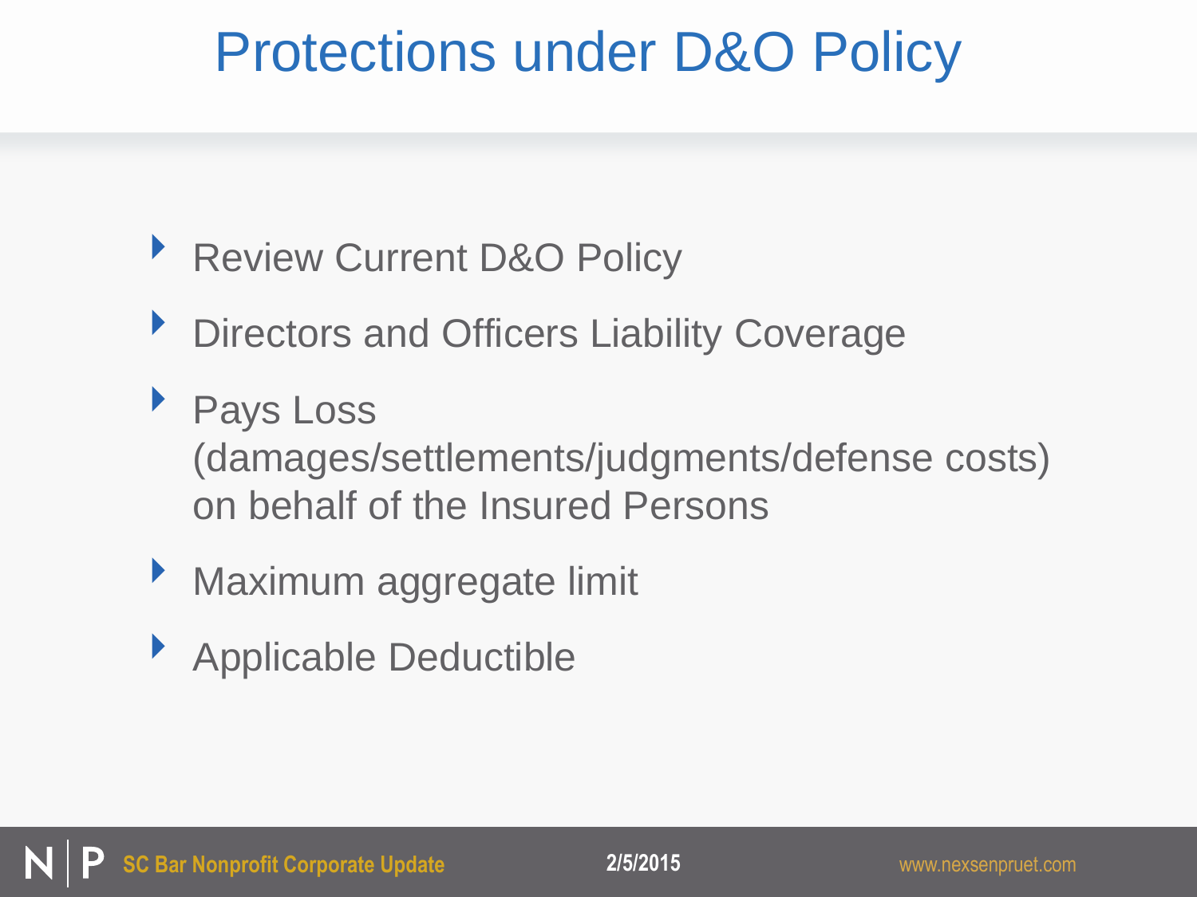# Protections under D&O Policy

- Review Current D&O Policy
- Directors and Officers Liability Coverage
- Pays Loss (damages/settlements/judgments/defense costs) on behalf of the Insured Persons
- Maximum aggregate limit
- Applicable Deductible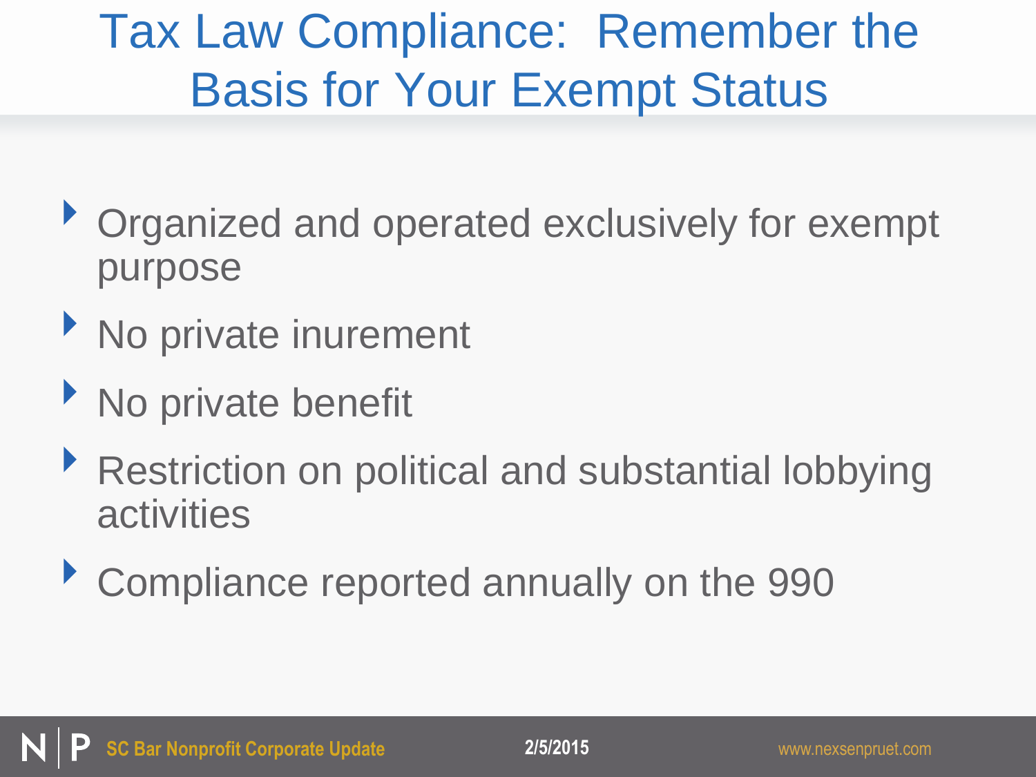# Tax Law Compliance: Remember the Basis for Your Exempt Status

- Organized and operated exclusively for exempt purpose
- No private inurement
- No private benefit
- Restriction on political and substantial lobbying activities
- Compliance reported annually on the 990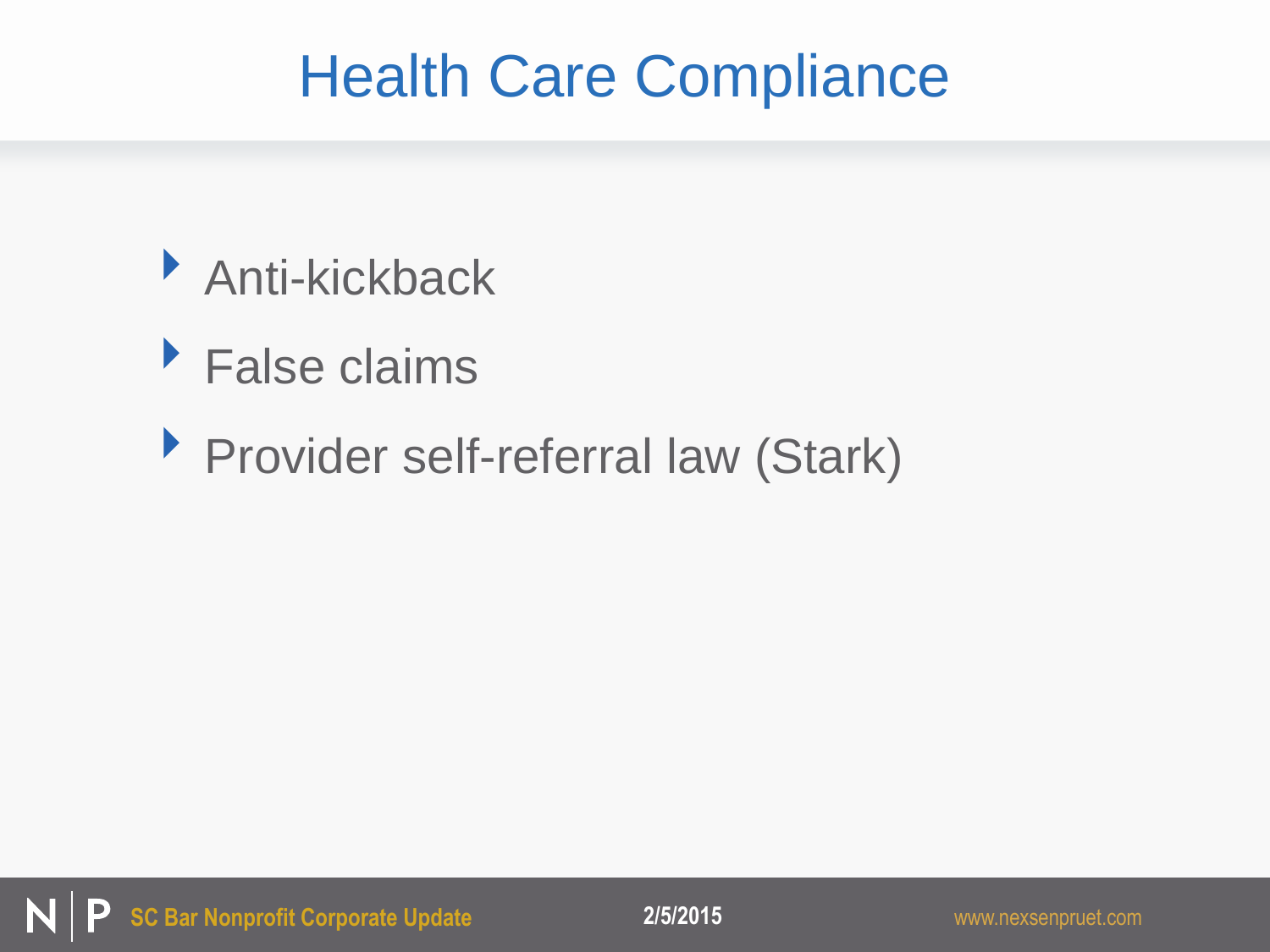# Health Care Compliance

- Anti-kickback
- False claims
- Provider self-referral law (Stark)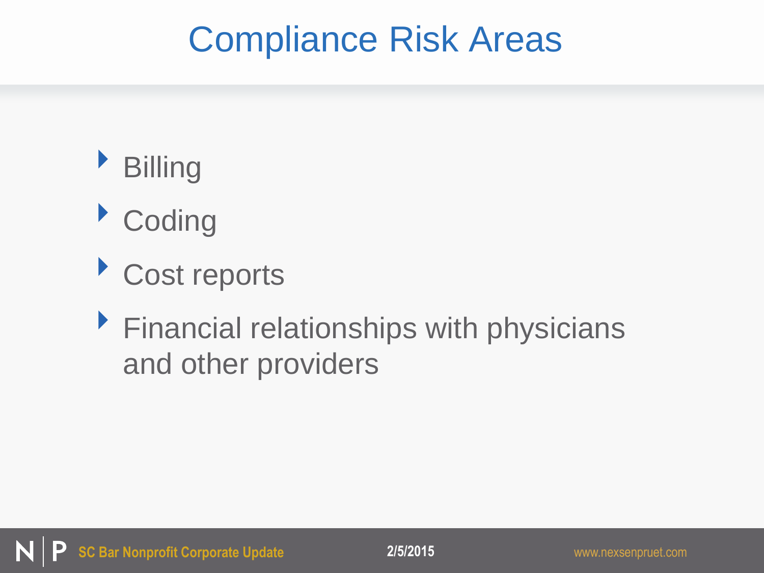# Compliance Risk Areas

- Billing
- Coding
- Cost reports
- Financial relationships with physicians and other providers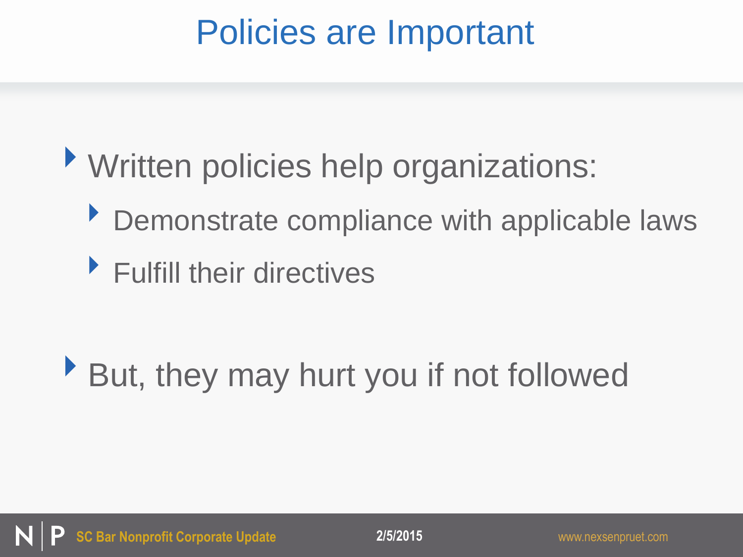# Policies are Important

- Written policies help organizations:
  - Demonstrate compliance with applicable laws
  - Fulfill their directives

- But, they may hurt you if not followed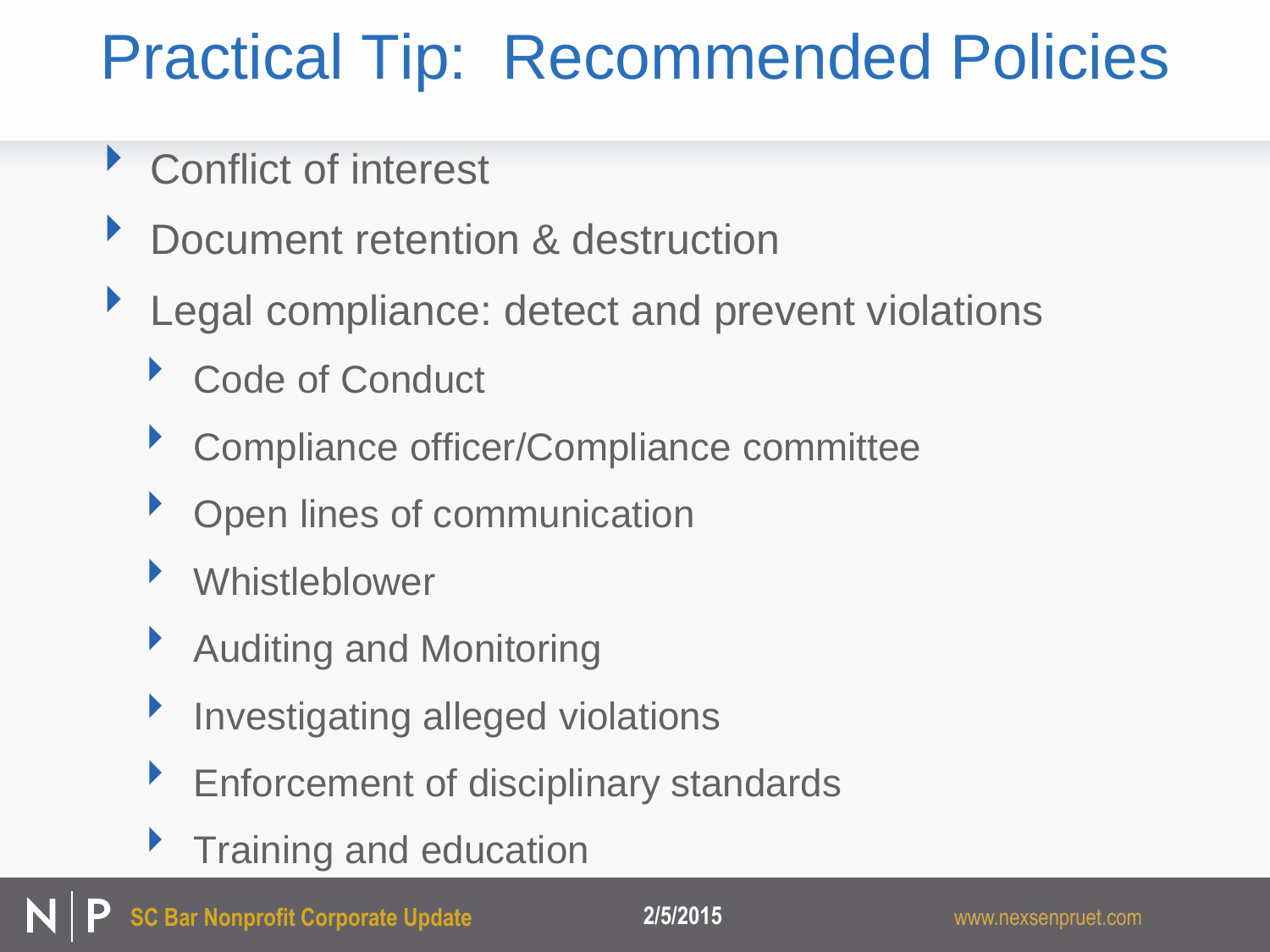# Practical Tip: Recommended Policies

- Conflict of interest
- Document retention & destruction
- Legal compliance: detect and prevent violations
  - Code of Conduct
  - Compliance officer/Compliance committee
  - Open lines of communication
  - Whistleblower
  - Auditing and Monitoring
  - Investigating alleged violations
  - Enforcement of disciplinary standards
  - Training and education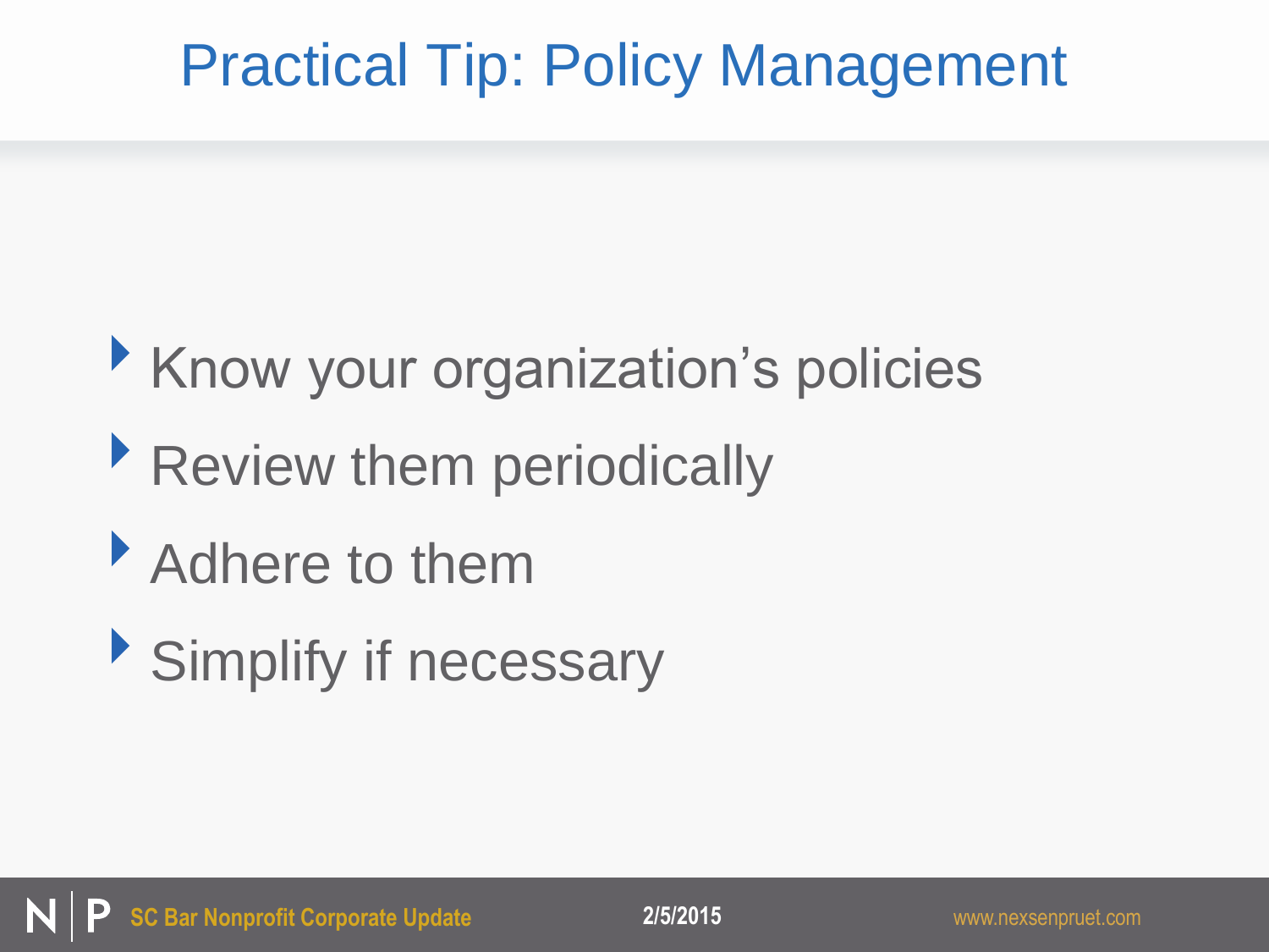# Practical Tip: Policy Management

- Know your organization’s policies
- Review them periodically
- Adhere to them
- Simplify if necessary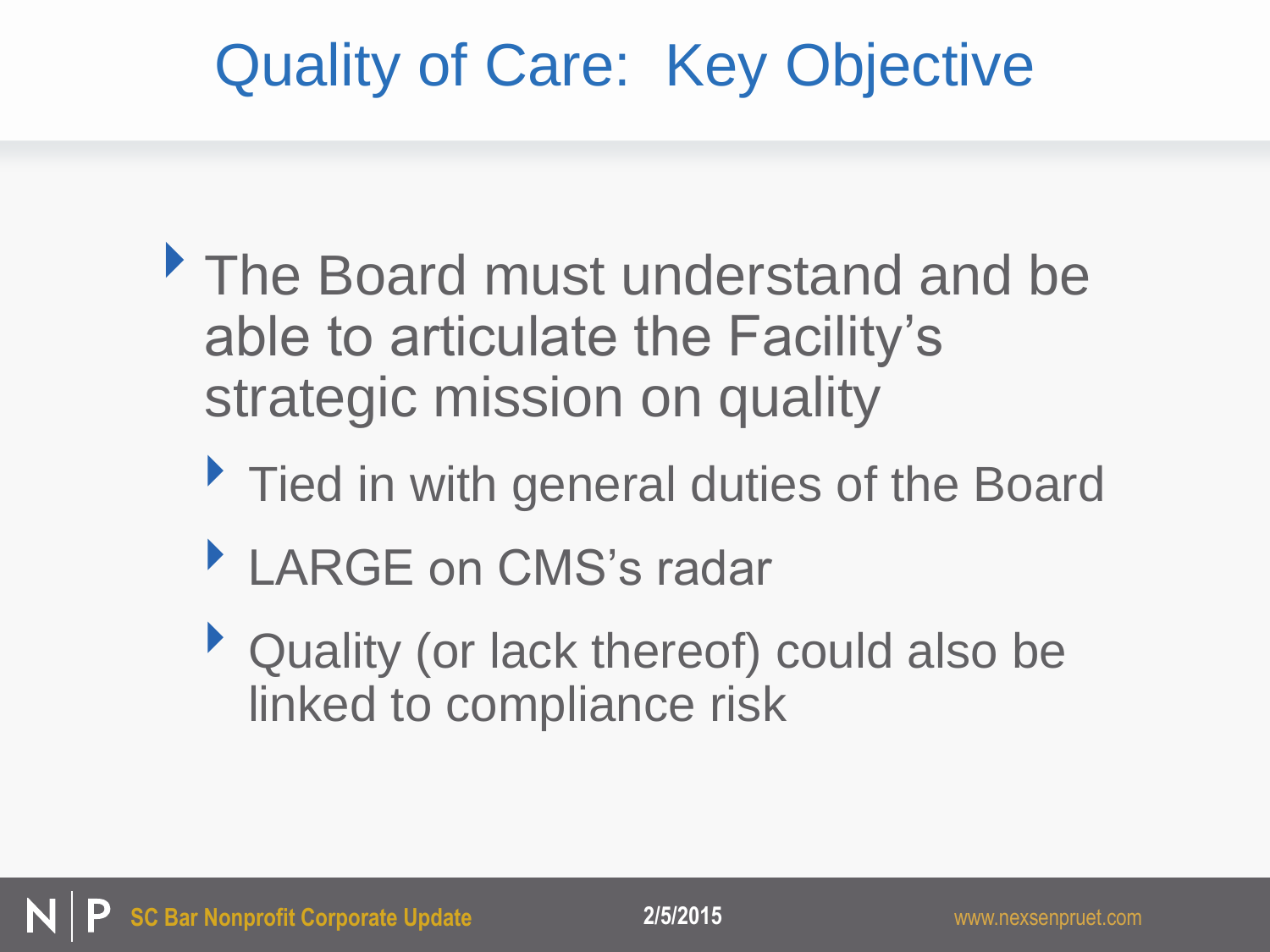# Quality of Care: Key Objective

- The Board must understand and be able to articulate the Facility's strategic mission on quality
  - Tied in with general duties of the Board
  - LARGE on CMS's radar
  - Quality (or lack thereof) could also be linked to compliance risk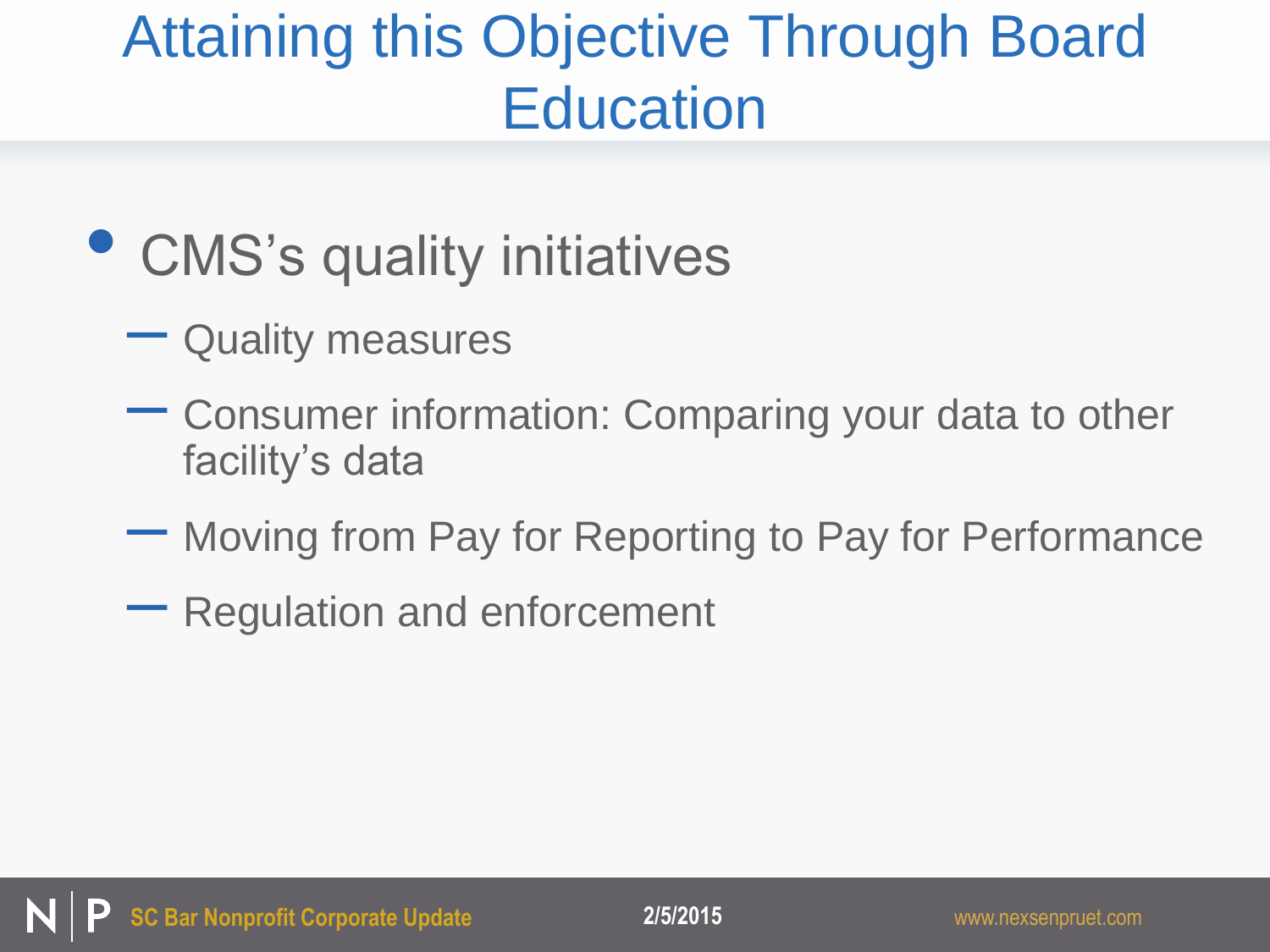# Attaining this Objective Through Board Education

- CMS's quality initiatives
  - Quality measures
  - Consumer information: Comparing your data to other facility's data
  - Moving from Pay for Reporting to Pay for Performance
  - Regulation and enforcement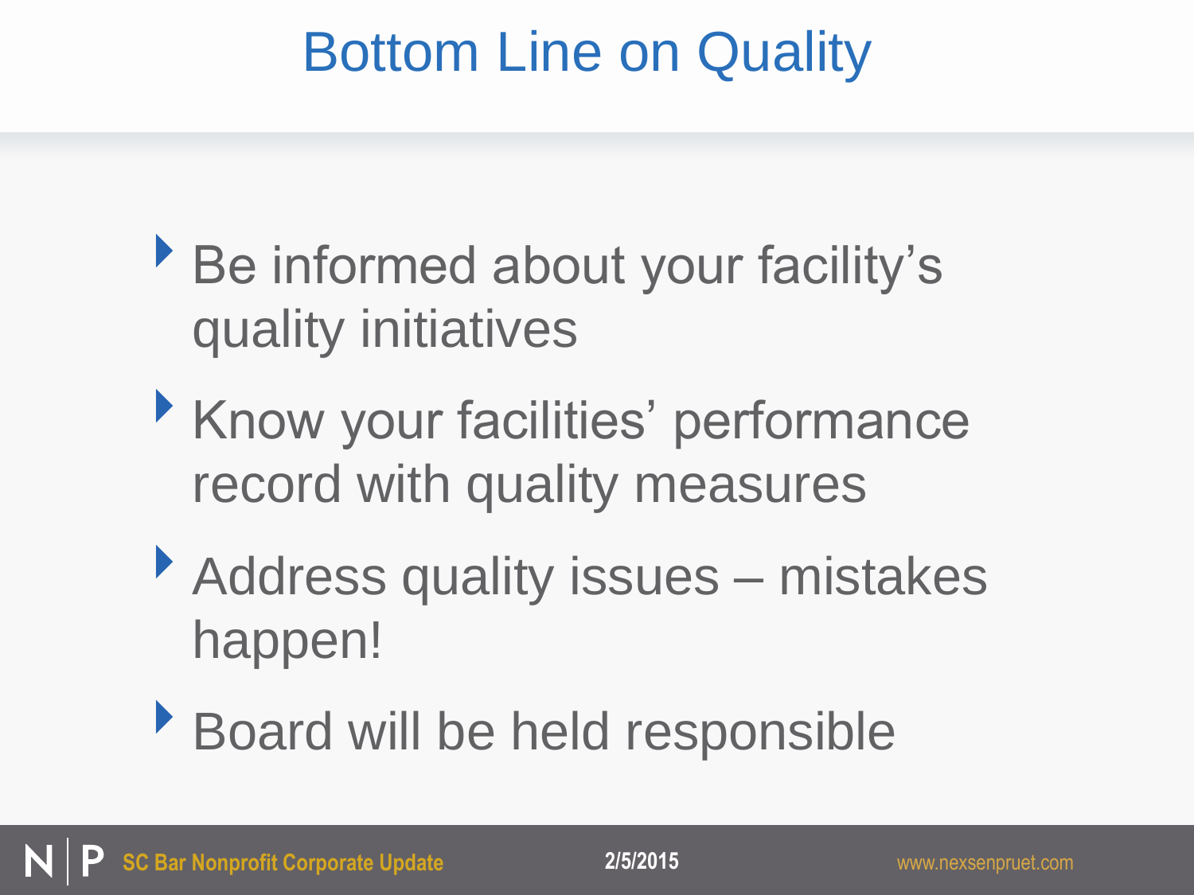# Bottom Line on Quality

- Be informed about your facility's quality initiatives
- Know your facilities' performance record with quality measures
- Address quality issues – mistakes happen!
- Board will be held responsible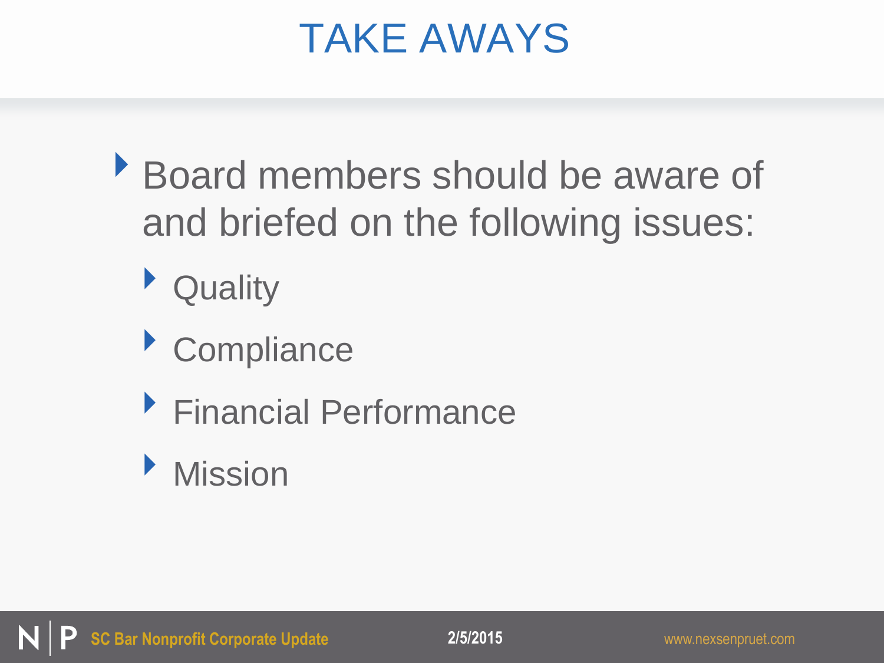# TAKE AWAYS

- Board members should be aware of and briefed on the following issues:
  - Quality
  - Compliance
  - Financial Performance
  - Mission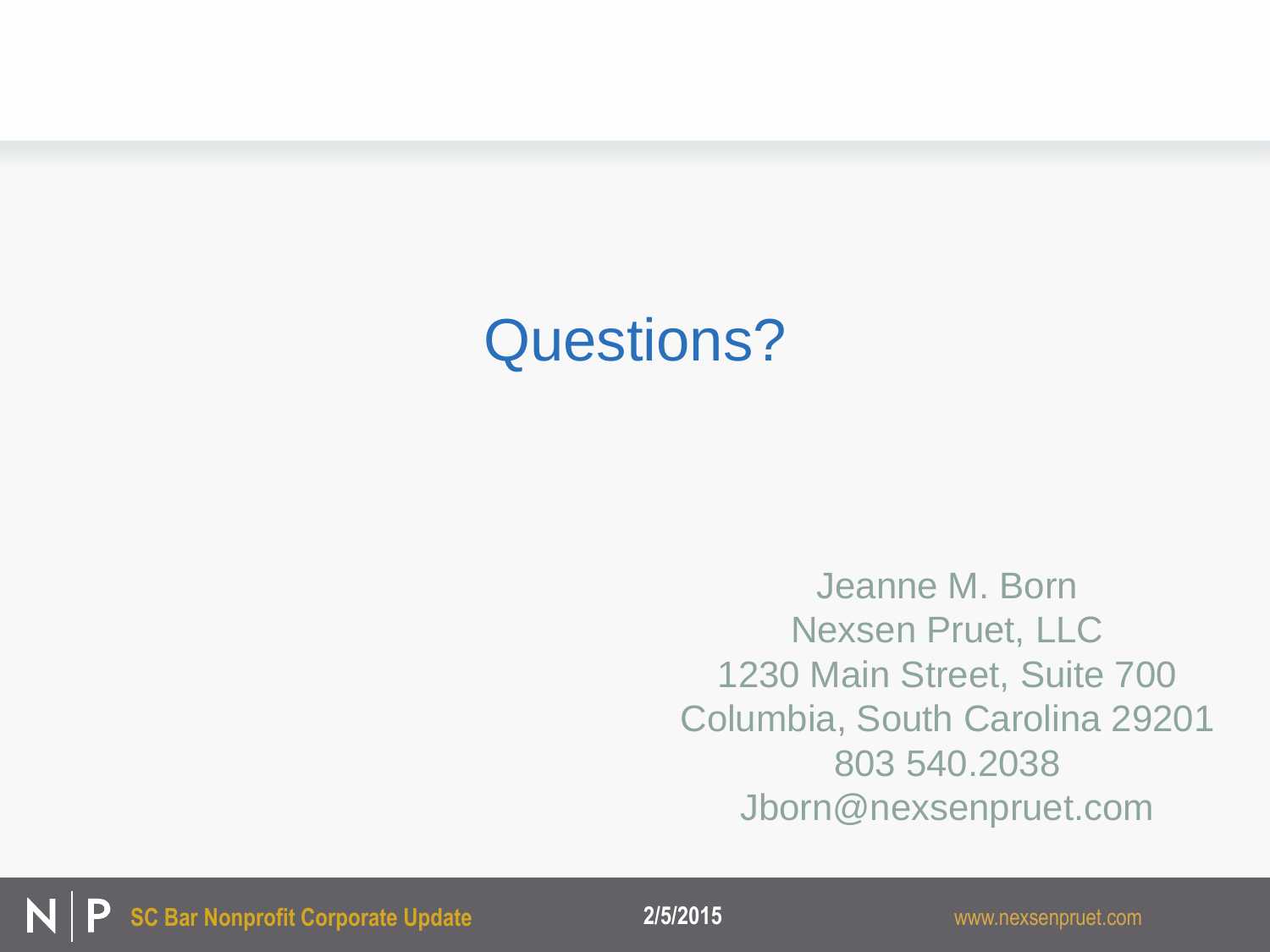# Questions?

Jeanne M. Born
Nexsen Pruet, LLC
1230 Main Street, Suite 700
Columbia, South Carolina 29201
803 540.2038
Jborn@nexsenpruet.com